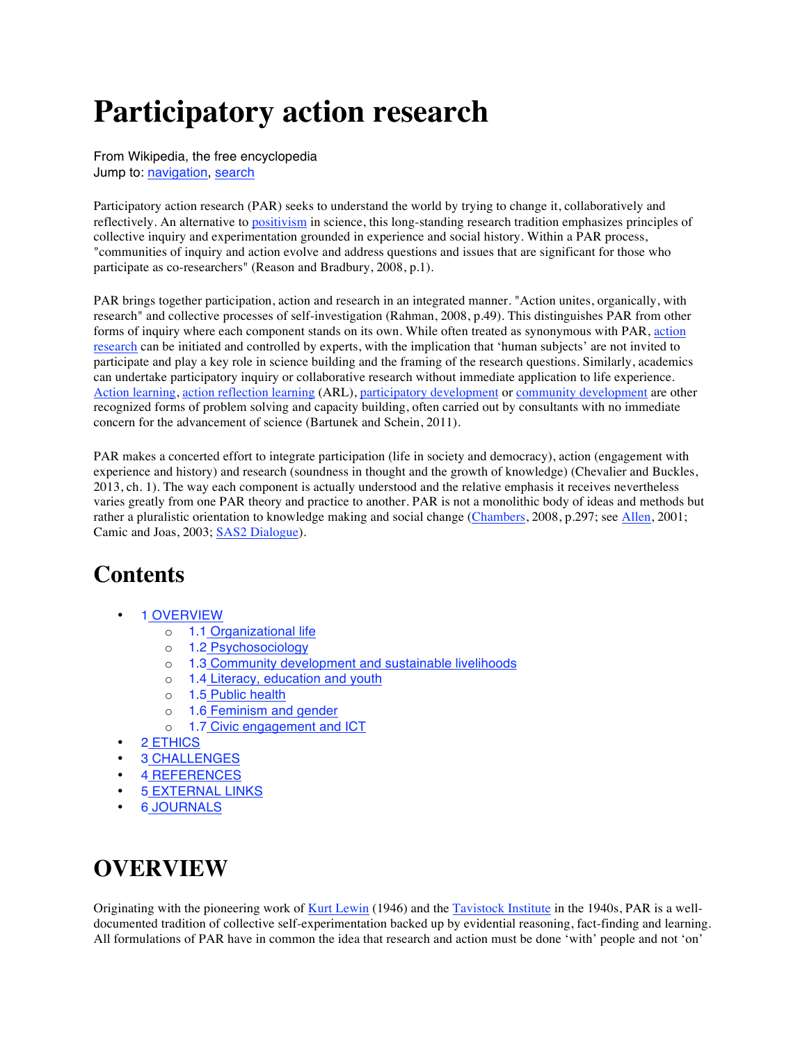# Participatory action research

From Wikipedia, the free encyclopedia
Jump to: navigation, search

Participatory action research (PAR) seeks to understand the world by trying to change it, collaboratively and reflectively. An alternative to positivism in science, this long-standing research tradition emphasizes principles of collective inquiry and experimentation grounded in experience and social history. Within a PAR process, "communities of inquiry and action evolve and address questions and issues that are significant for those who participate as co-researchers" (Reason and Bradbury, 2008, p.1).

PAR brings together participation, action and research in an integrated manner. "Action unites, organically, with research" and collective processes of self-investigation (Rahman, 2008, p.49). This distinguishes PAR from other forms of inquiry where each component stands on its own. While often treated as synonymous with PAR, action research can be initiated and controlled by experts, with the implication that 'human subjects' are not invited to participate and play a key role in science building and the framing of the research questions. Similarly, academics can undertake participatory inquiry or collaborative research without immediate application to life experience. Action learning, action reflection learning (ARL), participatory development or community development are other recognized forms of problem solving and capacity building, often carried out by consultants with no immediate concern for the advancement of science (Bartunek and Schein, 2011).

PAR makes a concerted effort to integrate participation (life in society and democracy), action (engagement with experience and history) and research (soundness in thought and the growth of knowledge) (Chevalier and Buckles, 2013, ch. 1). The way each component is actually understood and the relative emphasis it receives nevertheless varies greatly from one PAR theory and practice to another. PAR is not a monolithic body of ideas and methods but rather a pluralistic orientation to knowledge making and social change (Chambers, 2008, p.297; see Allen, 2001; Camic and Joas, 2003; SAS2 Dialogue).

## Contents

- 1 OVERVIEW
  - 1.1 Organizational life
  - 1.2 Psychosociology
  - 1.3 Community development and sustainable livelihoods
  - 1.4 Literacy, education and youth
  - 1.5 Public health
  - 1.6 Feminism and gender
  - 1.7 Civic engagement and ICT
- 2 ETHICS
- 3 CHALLENGES
- 4 REFERENCES
- 5 EXTERNAL LINKS
- 6 JOURNALS

## OVERVIEW

Originating with the pioneering work of Kurt Lewin (1946) and the Tavistock Institute in the 1940s, PAR is a well-documented tradition of collective self-experimentation backed up by evidential reasoning, fact-finding and learning. All formulations of PAR have in common the idea that research and action must be done 'with' people and not 'on'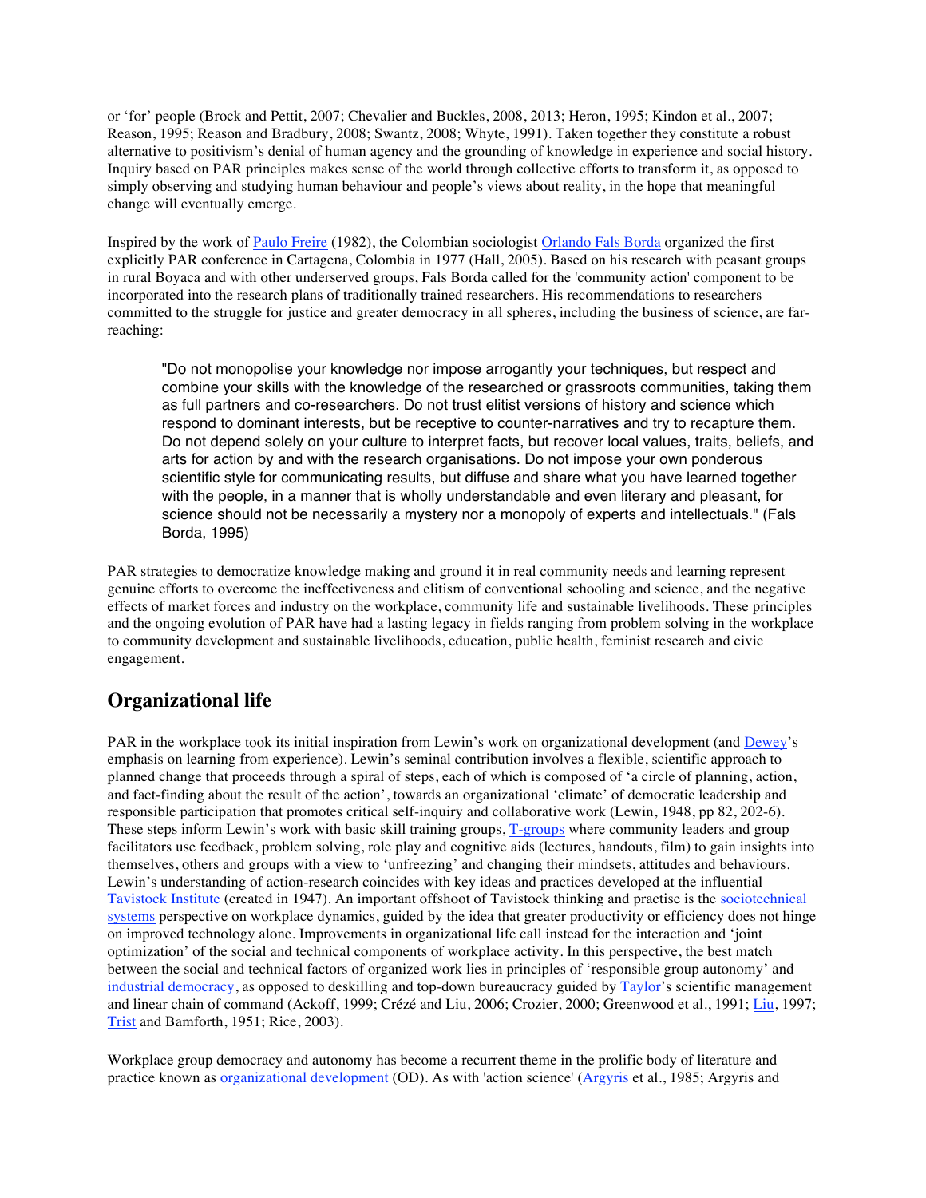or 'for' people (Brock and Pettit, 2007; Chevalier and Buckles, 2008, 2013; Heron, 1995; Kindon et al., 2007; Reason, 1995; Reason and Bradbury, 2008; Swantz, 2008; Whyte, 1991). Taken together they constitute a robust alternative to positivism's denial of human agency and the grounding of knowledge in experience and social history. Inquiry based on PAR principles makes sense of the world through collective efforts to transform it, as opposed to simply observing and studying human behaviour and people's views about reality, in the hope that meaningful change will eventually emerge.

Inspired by the work of Paulo Freire (1982), the Colombian sociologist Orlando Fals Borda organized the first explicitly PAR conference in Cartagena, Colombia in 1977 (Hall, 2005). Based on his research with peasant groups in rural Boyaca and with other underserved groups, Fals Borda called for the 'community action' component to be incorporated into the research plans of traditionally trained researchers. His recommendations to researchers committed to the struggle for justice and greater democracy in all spheres, including the business of science, are far-reaching:

> "Do not monopolise your knowledge nor impose arrogantly your techniques, but respect and combine your skills with the knowledge of the researched or grassroots communities, taking them as full partners and co-researchers. Do not trust elitist versions of history and science which respond to dominant interests, but be receptive to counter-narratives and try to recapture them. Do not depend solely on your culture to interpret facts, but recover local values, traits, beliefs, and arts for action by and with the research organisations. Do not impose your own ponderous scientific style for communicating results, but diffuse and share what you have learned together with the people, in a manner that is wholly understandable and even literary and pleasant, for science should not be necessarily a mystery nor a monopoly of experts and intellectuals." (Fals Borda, 1995)

PAR strategies to democratize knowledge making and ground it in real community needs and learning represent genuine efforts to overcome the ineffectiveness and elitism of conventional schooling and science, and the negative effects of market forces and industry on the workplace, community life and sustainable livelihoods. These principles and the ongoing evolution of PAR have had a lasting legacy in fields ranging from problem solving in the workplace to community development and sustainable livelihoods, education, public health, feminist research and civic engagement.

## Organizational life

PAR in the workplace took its initial inspiration from Lewin's work on organizational development (and Dewey's emphasis on learning from experience). Lewin's seminal contribution involves a flexible, scientific approach to planned change that proceeds through a spiral of steps, each of which is composed of 'a circle of planning, action, and fact-finding about the result of the action', towards an organizational 'climate' of democratic leadership and responsible participation that promotes critical self-inquiry and collaborative work (Lewin, 1948, pp 82, 202-6). These steps inform Lewin's work with basic skill training groups, T-groups where community leaders and group facilitators use feedback, problem solving, role play and cognitive aids (lectures, handouts, film) to gain insights into themselves, others and groups with a view to 'unfreezing' and changing their mindsets, attitudes and behaviours. Lewin's understanding of action-research coincides with key ideas and practices developed at the influential Tavistock Institute (created in 1947). An important offshoot of Tavistock thinking and practise is the sociotechnical systems perspective on workplace dynamics, guided by the idea that greater productivity or efficiency does not hinge on improved technology alone. Improvements in organizational life call instead for the interaction and 'joint optimization' of the social and technical components of workplace activity. In this perspective, the best match between the social and technical factors of organized work lies in principles of 'responsible group autonomy' and industrial democracy, as opposed to deskilling and top-down bureaucracy guided by Taylor's scientific management and linear chain of command (Ackoff, 1999; Crézé and Liu, 2006; Crozier, 2000; Greenwood et al., 1991; Liu, 1997; Trist and Bamforth, 1951; Rice, 2003).

Workplace group democracy and autonomy has become a recurrent theme in the prolific body of literature and practice known as organizational development (OD). As with 'action science' (Argyris et al., 1985; Argyris and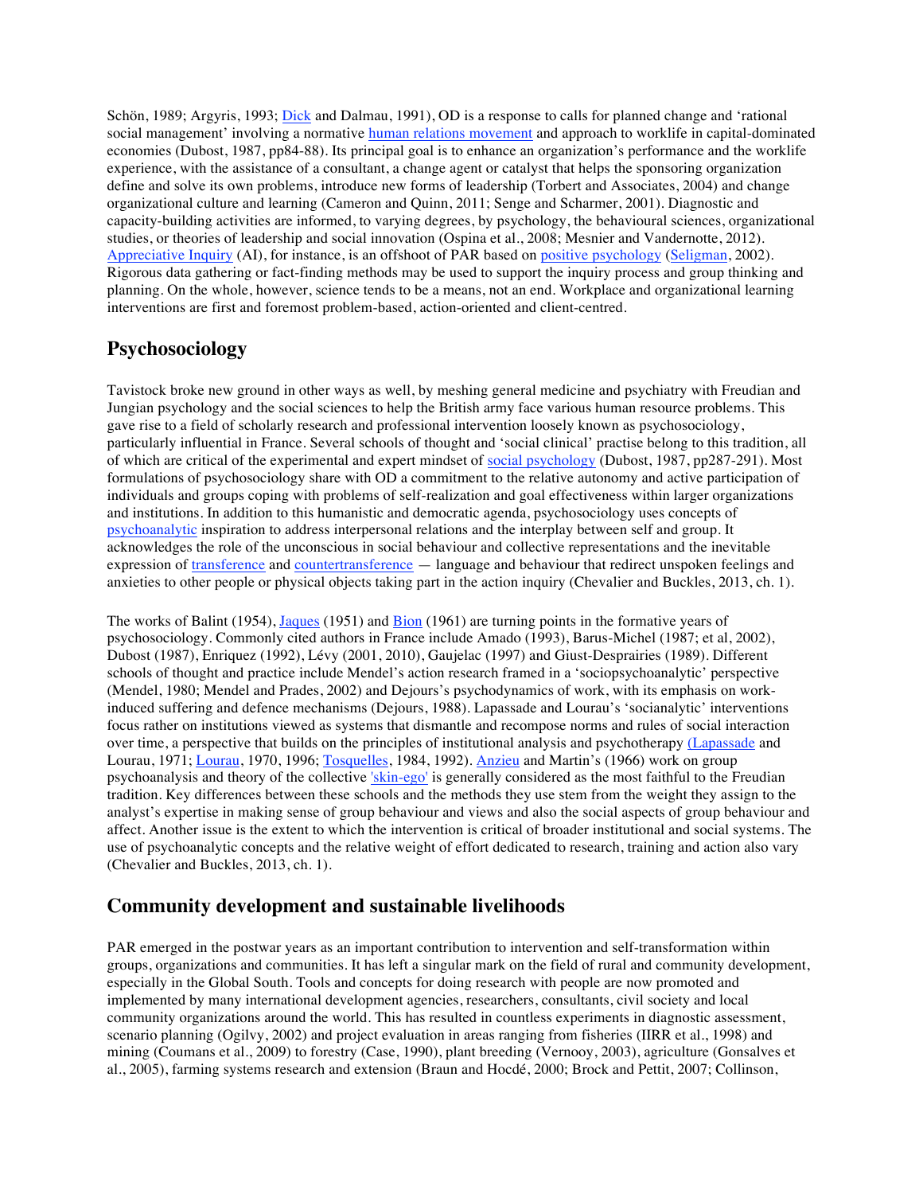Schön, 1989; Argyris, 1993; Dick and Dalmau, 1991), OD is a response to calls for planned change and 'rational social management' involving a normative human relations movement and approach to worklife in capital-dominated economies (Dubost, 1987, pp84-88). Its principal goal is to enhance an organization's performance and the worklife experience, with the assistance of a consultant, a change agent or catalyst that helps the sponsoring organization define and solve its own problems, introduce new forms of leadership (Torbert and Associates, 2004) and change organizational culture and learning (Cameron and Quinn, 2011; Senge and Scharmer, 2001). Diagnostic and capacity-building activities are informed, to varying degrees, by psychology, the behavioural sciences, organizational studies, or theories of leadership and social innovation (Ospina et al., 2008; Mesnier and Vandernotte, 2012). Appreciative Inquiry (AI), for instance, is an offshoot of PAR based on positive psychology (Seligman, 2002). Rigorous data gathering or fact-finding methods may be used to support the inquiry process and group thinking and planning. On the whole, however, science tends to be a means, not an end. Workplace and organizational learning interventions are first and foremost problem-based, action-oriented and client-centred.

## Psychosociology

Tavistock broke new ground in other ways as well, by meshing general medicine and psychiatry with Freudian and Jungian psychology and the social sciences to help the British army face various human resource problems. This gave rise to a field of scholarly research and professional intervention loosely known as psychosociology, particularly influential in France. Several schools of thought and 'social clinical' practise belong to this tradition, all of which are critical of the experimental and expert mindset of social psychology (Dubost, 1987, pp287-291). Most formulations of psychosociology share with OD a commitment to the relative autonomy and active participation of individuals and groups coping with problems of self-realization and goal effectiveness within larger organizations and institutions. In addition to this humanistic and democratic agenda, psychosociology uses concepts of psychoanalytic inspiration to address interpersonal relations and the interplay between self and group. It acknowledges the role of the unconscious in social behaviour and collective representations and the inevitable expression of transference and countertransference — language and behaviour that redirect unspoken feelings and anxieties to other people or physical objects taking part in the action inquiry (Chevalier and Buckles, 2013, ch. 1).

The works of Balint (1954), Jaques (1951) and Bion (1961) are turning points in the formative years of psychosociology. Commonly cited authors in France include Amado (1993), Barus-Michel (1987; et al, 2002), Dubost (1987), Enriquez (1992), Lévy (2001, 2010), Gaujelac (1997) and Giust-Desprairies (1989). Different schools of thought and practice include Mendel's action research framed in a 'sociopsychoanalytic' perspective (Mendel, 1980; Mendel and Prades, 2002) and Dejours's psychodynamics of work, with its emphasis on work-induced suffering and defence mechanisms (Dejours, 1988). Lapassade and Lourau's 'socianalytic' interventions focus rather on institutions viewed as systems that dismantle and recompose norms and rules of social interaction over time, a perspective that builds on the principles of institutional analysis and psychotherapy (Lapassade and Lourau, 1971; Lourau, 1970, 1996; Tosquelles, 1984, 1992). Anzieu and Martin's (1966) work on group psychoanalysis and theory of the collective 'skin-ego' is generally considered as the most faithful to the Freudian tradition. Key differences between these schools and the methods they use stem from the weight they assign to the analyst's expertise in making sense of group behaviour and views and also the social aspects of group behaviour and affect. Another issue is the extent to which the intervention is critical of broader institutional and social systems. The use of psychoanalytic concepts and the relative weight of effort dedicated to research, training and action also vary (Chevalier and Buckles, 2013, ch. 1).

## Community development and sustainable livelihoods

PAR emerged in the postwar years as an important contribution to intervention and self-transformation within groups, organizations and communities. It has left a singular mark on the field of rural and community development, especially in the Global South. Tools and concepts for doing research with people are now promoted and implemented by many international development agencies, researchers, consultants, civil society and local community organizations around the world. This has resulted in countless experiments in diagnostic assessment, scenario planning (Ogilvy, 2002) and project evaluation in areas ranging from fisheries (IIRR et al., 1998) and mining (Coumans et al., 2009) to forestry (Case, 1990), plant breeding (Vernooy, 2003), agriculture (Gonsalves et al., 2005), farming systems research and extension (Braun and Hocdé, 2000; Brock and Pettit, 2007; Collinson,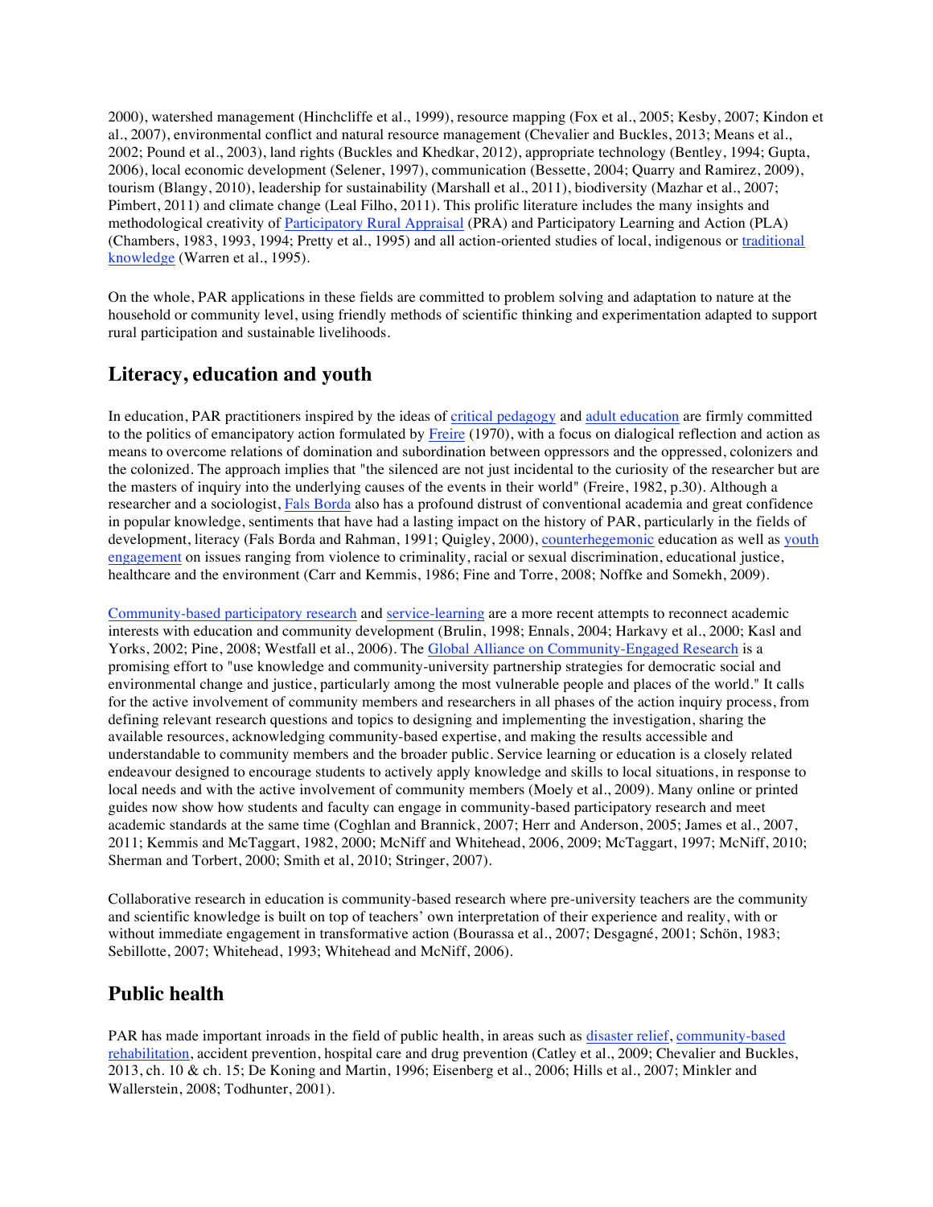2000), watershed management (Hinchcliffe et al., 1999), resource mapping (Fox et al., 2005; Kesby, 2007; Kindon et al., 2007), environmental conflict and natural resource management (Chevalier and Buckles, 2013; Means et al., 2002; Pound et al., 2003), land rights (Buckles and Khedkar, 2012), appropriate technology (Bentley, 1994; Gupta, 2006), local economic development (Selener, 1997), communication (Bessette, 2004; Quarry and Ramirez, 2009), tourism (Blangy, 2010), leadership for sustainability (Marshall et al., 2011), biodiversity (Mazhar et al., 2007; Pimbert, 2011) and climate change (Leal Filho, 2011). This prolific literature includes the many insights and methodological creativity of Participatory Rural Appraisal (PRA) and Participatory Learning and Action (PLA) (Chambers, 1983, 1993, 1994; Pretty et al., 1995) and all action-oriented studies of local, indigenous or traditional knowledge (Warren et al., 1995).

On the whole, PAR applications in these fields are committed to problem solving and adaptation to nature at the household or community level, using friendly methods of scientific thinking and experimentation adapted to support rural participation and sustainable livelihoods.

## Literacy, education and youth

In education, PAR practitioners inspired by the ideas of critical pedagogy and adult education are firmly committed to the politics of emancipatory action formulated by Freire (1970), with a focus on dialogical reflection and action as means to overcome relations of domination and subordination between oppressors and the oppressed, colonizers and the colonized. The approach implies that "the silenced are not just incidental to the curiosity of the researcher but are the masters of inquiry into the underlying causes of the events in their world" (Freire, 1982, p.30). Although a researcher and a sociologist, Fals Borda also has a profound distrust of conventional academia and great confidence in popular knowledge, sentiments that have had a lasting impact on the history of PAR, particularly in the fields of development, literacy (Fals Borda and Rahman, 1991; Quigley, 2000), counterhegemonic education as well as youth engagement on issues ranging from violence to criminality, racial or sexual discrimination, educational justice, healthcare and the environment (Carr and Kemmis, 1986; Fine and Torre, 2008; Noffke and Somekh, 2009).

Community-based participatory research and service-learning are a more recent attempts to reconnect academic interests with education and community development (Brulin, 1998; Ennals, 2004; Harkavy et al., 2000; Kasl and Yorks, 2002; Pine, 2008; Westfall et al., 2006). The Global Alliance on Community-Engaged Research is a promising effort to "use knowledge and community-university partnership strategies for democratic social and environmental change and justice, particularly among the most vulnerable people and places of the world." It calls for the active involvement of community members and researchers in all phases of the action inquiry process, from defining relevant research questions and topics to designing and implementing the investigation, sharing the available resources, acknowledging community-based expertise, and making the results accessible and understandable to community members and the broader public. Service learning or education is a closely related endeavour designed to encourage students to actively apply knowledge and skills to local situations, in response to local needs and with the active involvement of community members (Moely et al., 2009). Many online or printed guides now show how students and faculty can engage in community-based participatory research and meet academic standards at the same time (Coghlan and Brannick, 2007; Herr and Anderson, 2005; James et al., 2007, 2011; Kemmis and McTaggart, 1982, 2000; McNiff and Whitehead, 2006, 2009; McTaggart, 1997; McNiff, 2010; Sherman and Torbert, 2000; Smith et al, 2010; Stringer, 2007).

Collaborative research in education is community-based research where pre-university teachers are the community and scientific knowledge is built on top of teachers' own interpretation of their experience and reality, with or without immediate engagement in transformative action (Bourassa et al., 2007; Desgagné, 2001; Schön, 1983; Sebillotte, 2007; Whitehead, 1993; Whitehead and McNiff, 2006).

## Public health

PAR has made important inroads in the field of public health, in areas such as disaster relief, community-based rehabilitation, accident prevention, hospital care and drug prevention (Catley et al., 2009; Chevalier and Buckles, 2013, ch. 10 & ch. 15; De Koning and Martin, 1996; Eisenberg et al., 2006; Hills et al., 2007; Minkler and Wallerstein, 2008; Todhunter, 2001).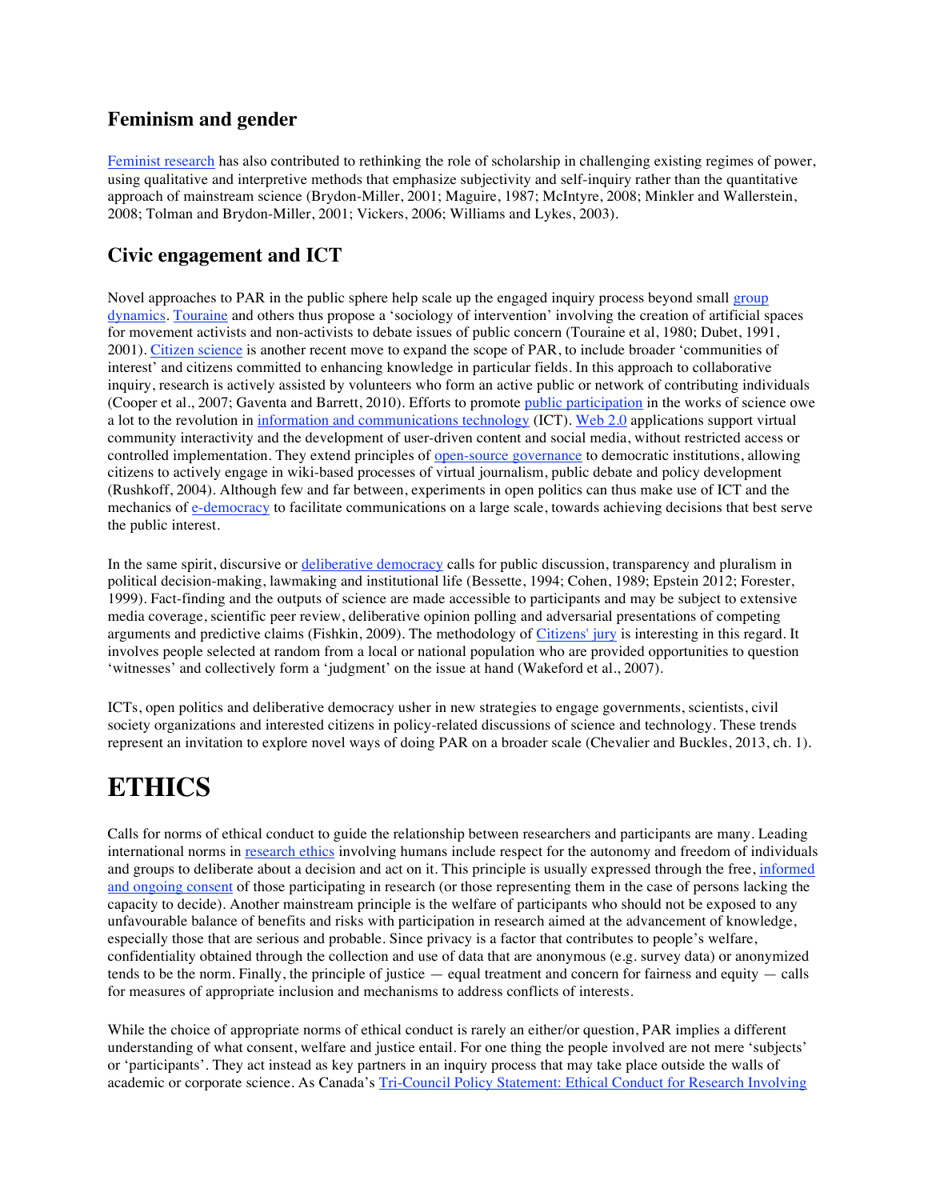## Feminism and gender

Feminist research has also contributed to rethinking the role of scholarship in challenging existing regimes of power, using qualitative and interpretive methods that emphasize subjectivity and self-inquiry rather than the quantitative approach of mainstream science (Brydon-Miller, 2001; Maguire, 1987; McIntyre, 2008; Minkler and Wallerstein, 2008; Tolman and Brydon-Miller, 2001; Vickers, 2006; Williams and Lykes, 2003).

## Civic engagement and ICT

Novel approaches to PAR in the public sphere help scale up the engaged inquiry process beyond small group dynamics. Touraine and others thus propose a 'sociology of intervention' involving the creation of artificial spaces for movement activists and non-activists to debate issues of public concern (Touraine et al, 1980; Dubet, 1991, 2001). Citizen science is another recent move to expand the scope of PAR, to include broader 'communities of interest' and citizens committed to enhancing knowledge in particular fields. In this approach to collaborative inquiry, research is actively assisted by volunteers who form an active public or network of contributing individuals (Cooper et al., 2007; Gaventa and Barrett, 2010). Efforts to promote public participation in the works of science owe a lot to the revolution in information and communications technology (ICT). Web 2.0 applications support virtual community interactivity and the development of user-driven content and social media, without restricted access or controlled implementation. They extend principles of open-source governance to democratic institutions, allowing citizens to actively engage in wiki-based processes of virtual journalism, public debate and policy development (Rushkoff, 2004). Although few and far between, experiments in open politics can thus make use of ICT and the mechanics of e-democracy to facilitate communications on a large scale, towards achieving decisions that best serve the public interest.

In the same spirit, discursive or deliberative democracy calls for public discussion, transparency and pluralism in political decision-making, lawmaking and institutional life (Bessette, 1994; Cohen, 1989; Epstein 2012; Forester, 1999). Fact-finding and the outputs of science are made accessible to participants and may be subject to extensive media coverage, scientific peer review, deliberative opinion polling and adversarial presentations of competing arguments and predictive claims (Fishkin, 2009). The methodology of Citizens' jury is interesting in this regard. It involves people selected at random from a local or national population who are provided opportunities to question 'witnesses' and collectively form a 'judgment' on the issue at hand (Wakeford et al., 2007).

ICTs, open politics and deliberative democracy usher in new strategies to engage governments, scientists, civil society organizations and interested citizens in policy-related discussions of science and technology. These trends represent an invitation to explore novel ways of doing PAR on a broader scale (Chevalier and Buckles, 2013, ch. 1).

# ETHICS

Calls for norms of ethical conduct to guide the relationship between researchers and participants are many. Leading international norms in research ethics involving humans include respect for the autonomy and freedom of individuals and groups to deliberate about a decision and act on it. This principle is usually expressed through the free, informed and ongoing consent of those participating in research (or those representing them in the case of persons lacking the capacity to decide). Another mainstream principle is the welfare of participants who should not be exposed to any unfavourable balance of benefits and risks with participation in research aimed at the advancement of knowledge, especially those that are serious and probable. Since privacy is a factor that contributes to people's welfare, confidentiality obtained through the collection and use of data that are anonymous (e.g. survey data) or anonymized tends to be the norm. Finally, the principle of justice — equal treatment and concern for fairness and equity — calls for measures of appropriate inclusion and mechanisms to address conflicts of interests.

While the choice of appropriate norms of ethical conduct is rarely an either/or question, PAR implies a different understanding of what consent, welfare and justice entail. For one thing the people involved are not mere 'subjects' or 'participants'. They act instead as key partners in an inquiry process that may take place outside the walls of academic or corporate science. As Canada's Tri-Council Policy Statement: Ethical Conduct for Research Involving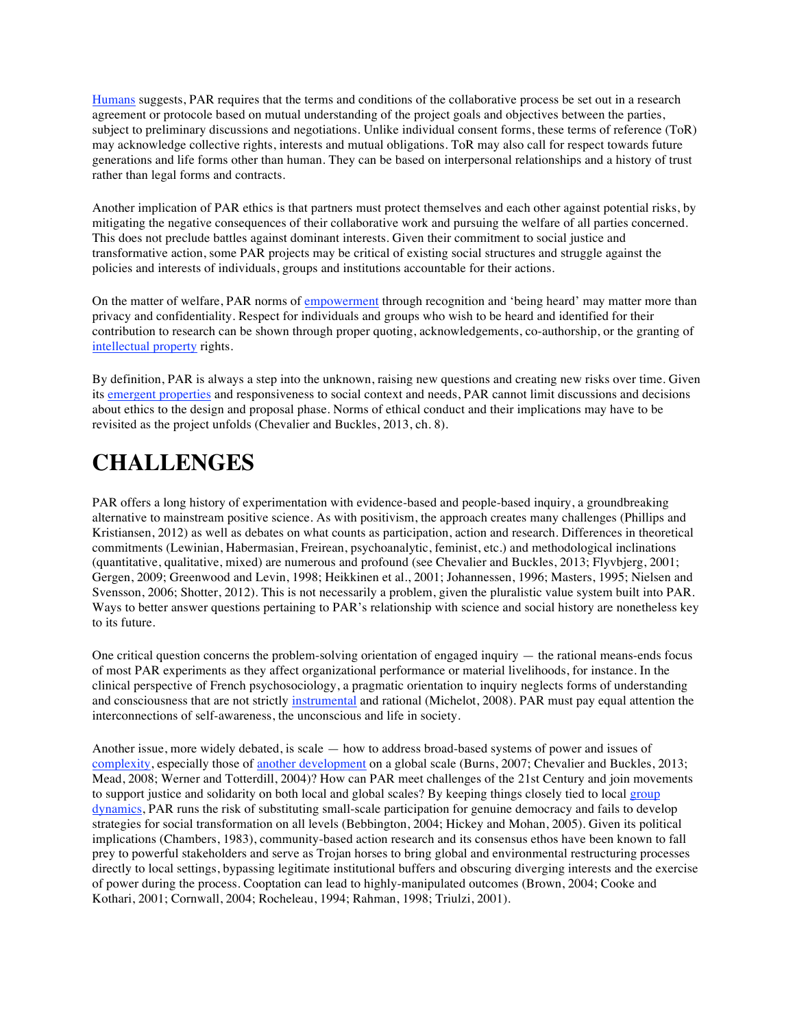Humans suggests, PAR requires that the terms and conditions of the collaborative process be set out in a research agreement or protocole based on mutual understanding of the project goals and objectives between the parties, subject to preliminary discussions and negotiations. Unlike individual consent forms, these terms of reference (ToR) may acknowledge collective rights, interests and mutual obligations. ToR may also call for respect towards future generations and life forms other than human. They can be based on interpersonal relationships and a history of trust rather than legal forms and contracts.

Another implication of PAR ethics is that partners must protect themselves and each other against potential risks, by mitigating the negative consequences of their collaborative work and pursuing the welfare of all parties concerned. This does not preclude battles against dominant interests. Given their commitment to social justice and transformative action, some PAR projects may be critical of existing social structures and struggle against the policies and interests of individuals, groups and institutions accountable for their actions.

On the matter of welfare, PAR norms of empowerment through recognition and 'being heard' may matter more than privacy and confidentiality. Respect for individuals and groups who wish to be heard and identified for their contribution to research can be shown through proper quoting, acknowledgements, co-authorship, or the granting of intellectual property rights.

By definition, PAR is always a step into the unknown, raising new questions and creating new risks over time. Given its emergent properties and responsiveness to social context and needs, PAR cannot limit discussions and decisions about ethics to the design and proposal phase. Norms of ethical conduct and their implications may have to be revisited as the project unfolds (Chevalier and Buckles, 2013, ch. 8).

# CHALLENGES

PAR offers a long history of experimentation with evidence-based and people-based inquiry, a groundbreaking alternative to mainstream positive science. As with positivism, the approach creates many challenges (Phillips and Kristiansen, 2012) as well as debates on what counts as participation, action and research. Differences in theoretical commitments (Lewinian, Habermasian, Freirean, psychoanalytic, feminist, etc.) and methodological inclinations (quantitative, qualitative, mixed) are numerous and profound (see Chevalier and Buckles, 2013; Flyvbjerg, 2001; Gergen, 2009; Greenwood and Levin, 1998; Heikkinen et al., 2001; Johannessen, 1996; Masters, 1995; Nielsen and Svensson, 2006; Shotter, 2012). This is not necessarily a problem, given the pluralistic value system built into PAR. Ways to better answer questions pertaining to PAR's relationship with science and social history are nonetheless key to its future.

One critical question concerns the problem-solving orientation of engaged inquiry — the rational means-ends focus of most PAR experiments as they affect organizational performance or material livelihoods, for instance. In the clinical perspective of French psychosociology, a pragmatic orientation to inquiry neglects forms of understanding and consciousness that are not strictly instrumental and rational (Michelot, 2008). PAR must pay equal attention the interconnections of self-awareness, the unconscious and life in society.

Another issue, more widely debated, is scale — how to address broad-based systems of power and issues of complexity, especially those of another development on a global scale (Burns, 2007; Chevalier and Buckles, 2013; Mead, 2008; Werner and Totterdill, 2004)? How can PAR meet challenges of the 21st Century and join movements to support justice and solidarity on both local and global scales? By keeping things closely tied to local group dynamics, PAR runs the risk of substituting small-scale participation for genuine democracy and fails to develop strategies for social transformation on all levels (Bebbington, 2004; Hickey and Mohan, 2005). Given its political implications (Chambers, 1983), community-based action research and its consensus ethos have been known to fall prey to powerful stakeholders and serve as Trojan horses to bring global and environmental restructuring processes directly to local settings, bypassing legitimate institutional buffers and obscuring diverging interests and the exercise of power during the process. Cooptation can lead to highly-manipulated outcomes (Brown, 2004; Cooke and Kothari, 2001; Cornwall, 2004; Rocheleau, 1994; Rahman, 1998; Triulzi, 2001).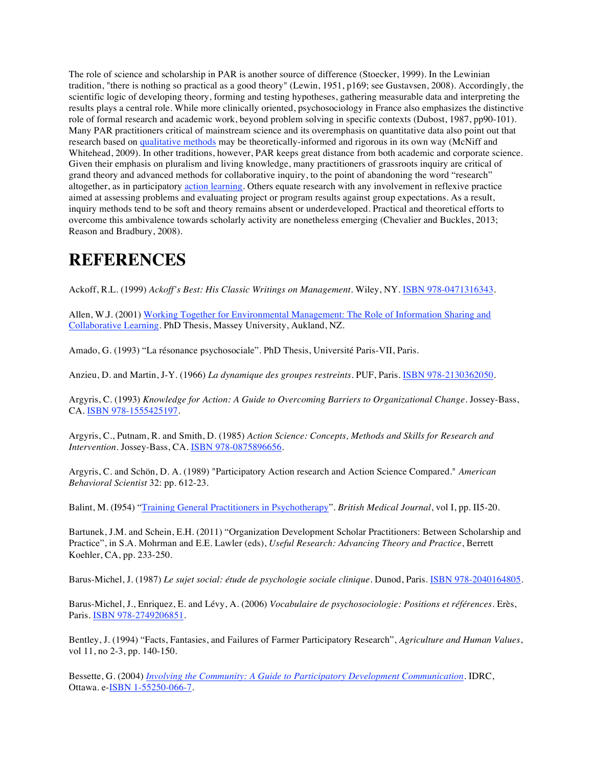The role of science and scholarship in PAR is another source of difference (Stoecker, 1999). In the Lewinian tradition, "there is nothing so practical as a good theory" (Lewin, 1951, p169; see Gustavsen, 2008). Accordingly, the scientific logic of developing theory, forming and testing hypotheses, gathering measurable data and interpreting the results plays a central role. While more clinically oriented, psychosociology in France also emphasizes the distinctive role of formal research and academic work, beyond problem solving in specific contexts (Dubost, 1987, pp90-101). Many PAR practitioners critical of mainstream science and its overemphasis on quantitative data also point out that research based on qualitative methods may be theoretically-informed and rigorous in its own way (McNiff and Whitehead, 2009). In other traditions, however, PAR keeps great distance from both academic and corporate science. Given their emphasis on pluralism and living knowledge, many practitioners of grassroots inquiry are critical of grand theory and advanced methods for collaborative inquiry, to the point of abandoning the word "research" altogether, as in participatory action learning. Others equate research with any involvement in reflexive practice aimed at assessing problems and evaluating project or program results against group expectations. As a result, inquiry methods tend to be soft and theory remains absent or underdeveloped. Practical and theoretical efforts to overcome this ambivalence towards scholarly activity are nonetheless emerging (Chevalier and Buckles, 2013; Reason and Bradbury, 2008).

# REFERENCES

Ackoff, R.L. (1999) *Ackoff's Best: His Classic Writings on Management*. Wiley, NY. ISBN 978-0471316343.

Allen, W.J. (2001) Working Together for Environmental Management: The Role of Information Sharing and Collaborative Learning. PhD Thesis, Massey University, Aukland, NZ.

Amado, G. (1993) "La résonance psychosociale". PhD Thesis, Université Paris-VII, Paris.

Anzieu, D. and Martin, J-Y. (1966) *La dynamique des groupes restreints*. PUF, Paris. ISBN 978-2130362050.

Argyris, C. (1993) *Knowledge for Action: A Guide to Overcoming Barriers to Organizational Change*. Jossey-Bass, CA. ISBN 978-1555425197.

Argyris, C., Putnam, R. and Smith, D. (1985) *Action Science: Concepts, Methods and Skills for Research and Intervention*. Jossey-Bass, CA. ISBN 978-0875896656.

Argyris, C. and Schön, D. A. (1989) "Participatory Action research and Action Science Compared." *American Behavioral Scientist* 32: pp. 612-23.

Balint, M. (I954) "Training General Practitioners in Psychotherapy". *British Medical Journal*, vol I, pp. II5-20.

Bartunek, J.M. and Schein, E.H. (2011) "Organization Development Scholar Practitioners: Between Scholarship and Practice", in S.A. Mohrman and E.E. Lawler (eds), *Useful Research: Advancing Theory and Practice*, Berrett Koehler, CA, pp. 233-250.

Barus-Michel, J. (1987) *Le sujet social: étude de psychologie sociale clinique*. Dunod, Paris. ISBN 978-2040164805.

Barus-Michel, J., Enriquez, E. and Lévy, A. (2006) *Vocabulaire de psychosociologie: Positions et références*. Erès, Paris. ISBN 978-2749206851.

Bentley, J. (1994) "Facts, Fantasies, and Failures of Farmer Participatory Research", *Agriculture and Human Values*, vol 11, no 2-3, pp. 140-150.

Bessette, G. (2004) *Involving the Community: A Guide to Participatory Development Communication*. IDRC, Ottawa. e-ISBN 1-55250-066-7.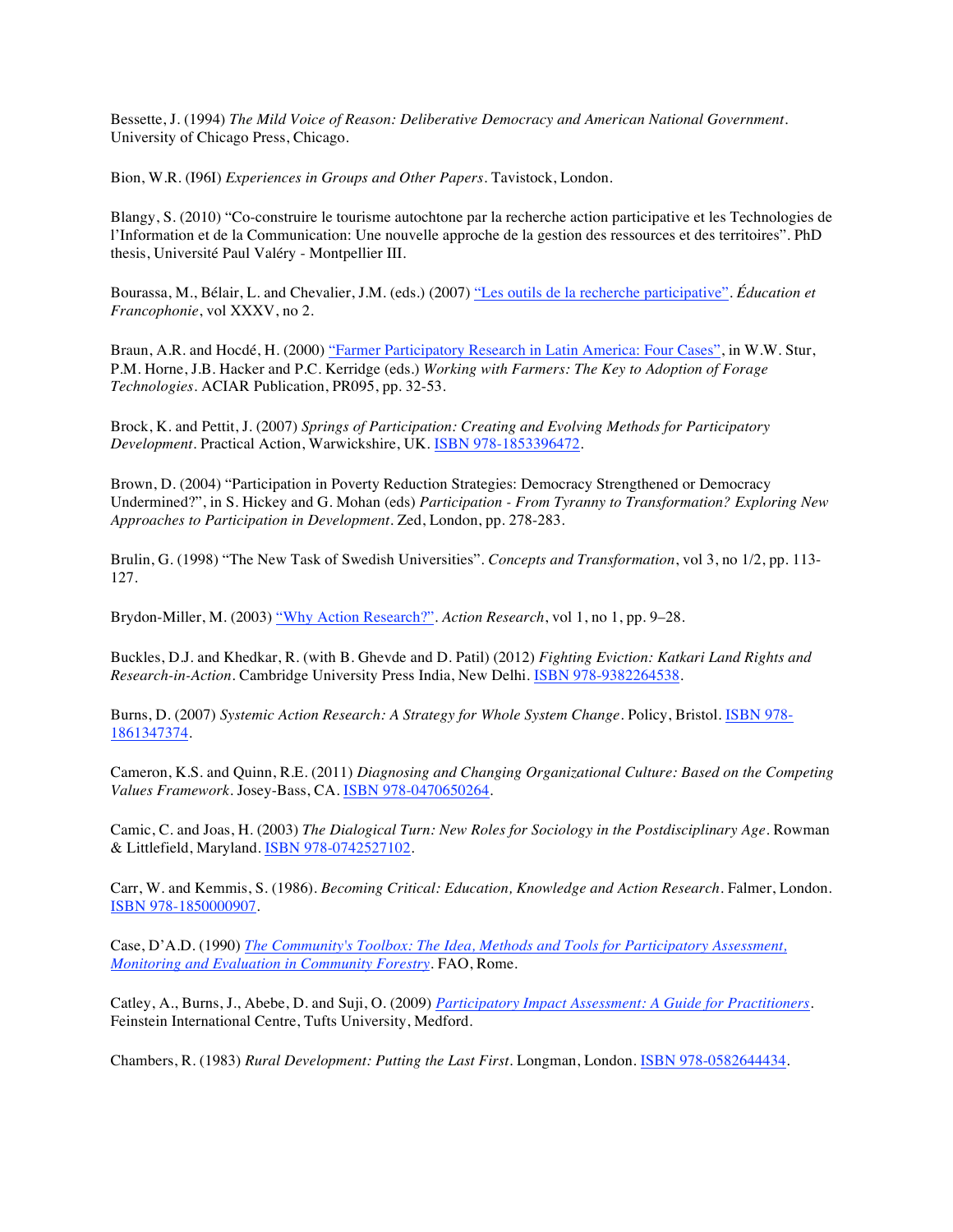Bessette, J. (1994) *The Mild Voice of Reason: Deliberative Democracy and American National Government*. University of Chicago Press, Chicago.

Bion, W.R. (I96I) *Experiences in Groups and Other Papers*. Tavistock, London.

Blangy, S. (2010) "Co-construire le tourisme autochtone par la recherche action participative et les Technologies de l'Information et de la Communication: Une nouvelle approche de la gestion des ressources et des territoires". PhD thesis, Université Paul Valéry - Montpellier III.

Bourassa, M., Bélair, L. and Chevalier, J.M. (eds.) (2007) "Les outils de la recherche participative". *Éducation et Francophonie*, vol XXXV, no 2.

Braun, A.R. and Hocdé, H. (2000) "Farmer Participatory Research in Latin America: Four Cases", in W.W. Stur, P.M. Horne, J.B. Hacker and P.C. Kerridge (eds.) *Working with Farmers: The Key to Adoption of Forage Technologies*. ACIAR Publication, PR095, pp. 32-53.

Brock, K. and Pettit, J. (2007) *Springs of Participation: Creating and Evolving Methods for Participatory Development*. Practical Action, Warwickshire, UK. ISBN 978-1853396472.

Brown, D. (2004) "Participation in Poverty Reduction Strategies: Democracy Strengthened or Democracy Undermined?", in S. Hickey and G. Mohan (eds) *Participation - From Tyranny to Transformation? Exploring New Approaches to Participation in Development*. Zed, London, pp. 278-283.

Brulin, G. (1998) "The New Task of Swedish Universities". *Concepts and Transformation*, vol 3, no 1/2, pp. 113-127.

Brydon-Miller, M. (2003) "Why Action Research?". *Action Research*, vol 1, no 1, pp. 9–28.

Buckles, D.J. and Khedkar, R. (with B. Ghevde and D. Patil) (2012) *Fighting Eviction: Katkari Land Rights and Research-in-Action*. Cambridge University Press India, New Delhi. ISBN 978-9382264538.

Burns, D. (2007) *Systemic Action Research: A Strategy for Whole System Change*. Policy, Bristol. ISBN 978-1861347374.

Cameron, K.S. and Quinn, R.E. (2011) *Diagnosing and Changing Organizational Culture: Based on the Competing Values Framework*. Josey-Bass, CA. ISBN 978-0470650264.

Camic, C. and Joas, H. (2003) *The Dialogical Turn: New Roles for Sociology in the Postdisciplinary Age*. Rowman & Littlefield, Maryland. ISBN 978-0742527102.

Carr, W. and Kemmis, S. (1986). *Becoming Critical: Education, Knowledge and Action Research*. Falmer, London. ISBN 978-1850000907.

Case, D'A.D. (1990) *The Community's Toolbox: The Idea, Methods and Tools for Participatory Assessment, Monitoring and Evaluation in Community Forestry*. FAO, Rome.

Catley, A., Burns, J., Abebe, D. and Suji, O. (2009) *Participatory Impact Assessment: A Guide for Practitioners*. Feinstein International Centre, Tufts University, Medford.

Chambers, R. (1983) *Rural Development: Putting the Last First*. Longman, London. ISBN 978-0582644434.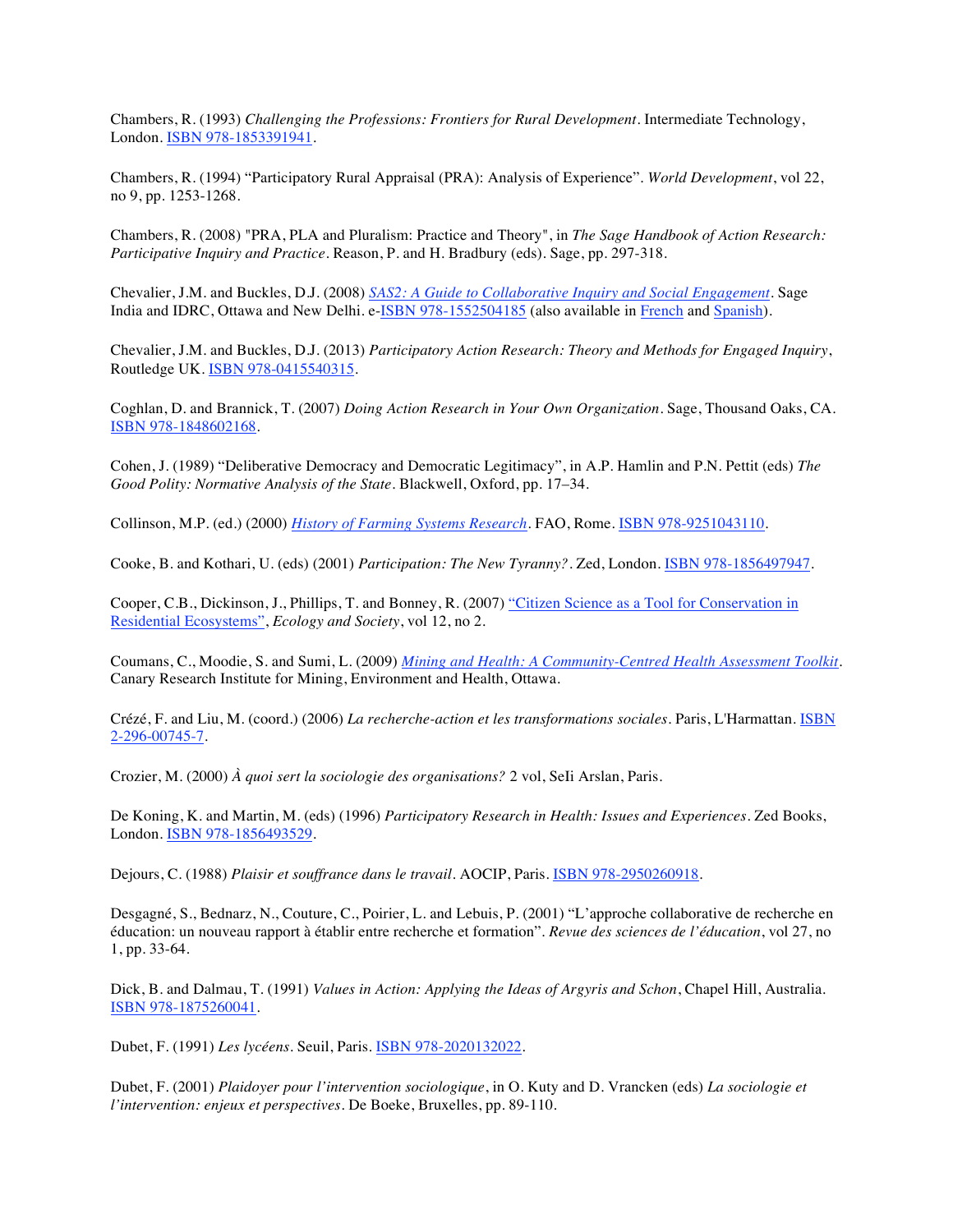Chambers, R. (1993) *Challenging the Professions: Frontiers for Rural Development*. Intermediate Technology, London. ISBN 978-1853391941.

Chambers, R. (1994) "Participatory Rural Appraisal (PRA): Analysis of Experience". *World Development*, vol 22, no 9, pp. 1253-1268.

Chambers, R. (2008) "PRA, PLA and Pluralism: Practice and Theory", in *The Sage Handbook of Action Research: Participative Inquiry and Practice*. Reason, P. and H. Bradbury (eds). Sage, pp. 297-318.

Chevalier, J.M. and Buckles, D.J. (2008) *SAS2: A Guide to Collaborative Inquiry and Social Engagement*. Sage India and IDRC, Ottawa and New Delhi. e-ISBN 978-1552504185 (also available in French and Spanish).

Chevalier, J.M. and Buckles, D.J. (2013) *Participatory Action Research: Theory and Methods for Engaged Inquiry*, Routledge UK. ISBN 978-0415540315.

Coghlan, D. and Brannick, T. (2007) *Doing Action Research in Your Own Organization*. Sage, Thousand Oaks, CA. ISBN 978-1848602168.

Cohen, J. (1989) "Deliberative Democracy and Democratic Legitimacy", in A.P. Hamlin and P.N. Pettit (eds) *The Good Polity: Normative Analysis of the State*. Blackwell, Oxford, pp. 17–34.

Collinson, M.P. (ed.) (2000) *History of Farming Systems Research*. FAO, Rome. ISBN 978-9251043110.

Cooke, B. and Kothari, U. (eds) (2001) *Participation: The New Tyranny?*. Zed, London. ISBN 978-1856497947.

Cooper, C.B., Dickinson, J., Phillips, T. and Bonney, R. (2007) "Citizen Science as a Tool for Conservation in Residential Ecosystems", *Ecology and Society*, vol 12, no 2.

Coumans, C., Moodie, S. and Sumi, L. (2009) *Mining and Health: A Community-Centred Health Assessment Toolkit*. Canary Research Institute for Mining, Environment and Health, Ottawa.

Crézé, F. and Liu, M. (coord.) (2006) *La recherche-action et les transformations sociales*. Paris, L'Harmattan. ISBN 2-296-00745-7.

Crozier, M. (2000) *À quoi sert la sociologie des organisations?* 2 vol, SeIi Arslan, Paris.

De Koning, K. and Martin, M. (eds) (1996) *Participatory Research in Health: Issues and Experiences*. Zed Books, London. ISBN 978-1856493529.

Dejours, C. (1988) *Plaisir et souffrance dans le travail*. AOCIP, Paris. ISBN 978-2950260918.

Desgagné, S., Bednarz, N., Couture, C., Poirier, L. and Lebuis, P. (2001) "L'approche collaborative de recherche en éducation: un nouveau rapport à établir entre recherche et formation". *Revue des sciences de l'éducation*, vol 27, no 1, pp. 33-64.

Dick, B. and Dalmau, T. (1991) *Values in Action: Applying the Ideas of Argyris and Schon*, Chapel Hill, Australia. ISBN 978-1875260041.

Dubet, F. (1991) *Les lycéens*. Seuil, Paris. ISBN 978-2020132022.

Dubet, F. (2001) *Plaidoyer pour l'intervention sociologique*, in O. Kuty and D. Vrancken (eds) *La sociologie et l'intervention: enjeux et perspectives*. De Boeke, Bruxelles, pp. 89-110.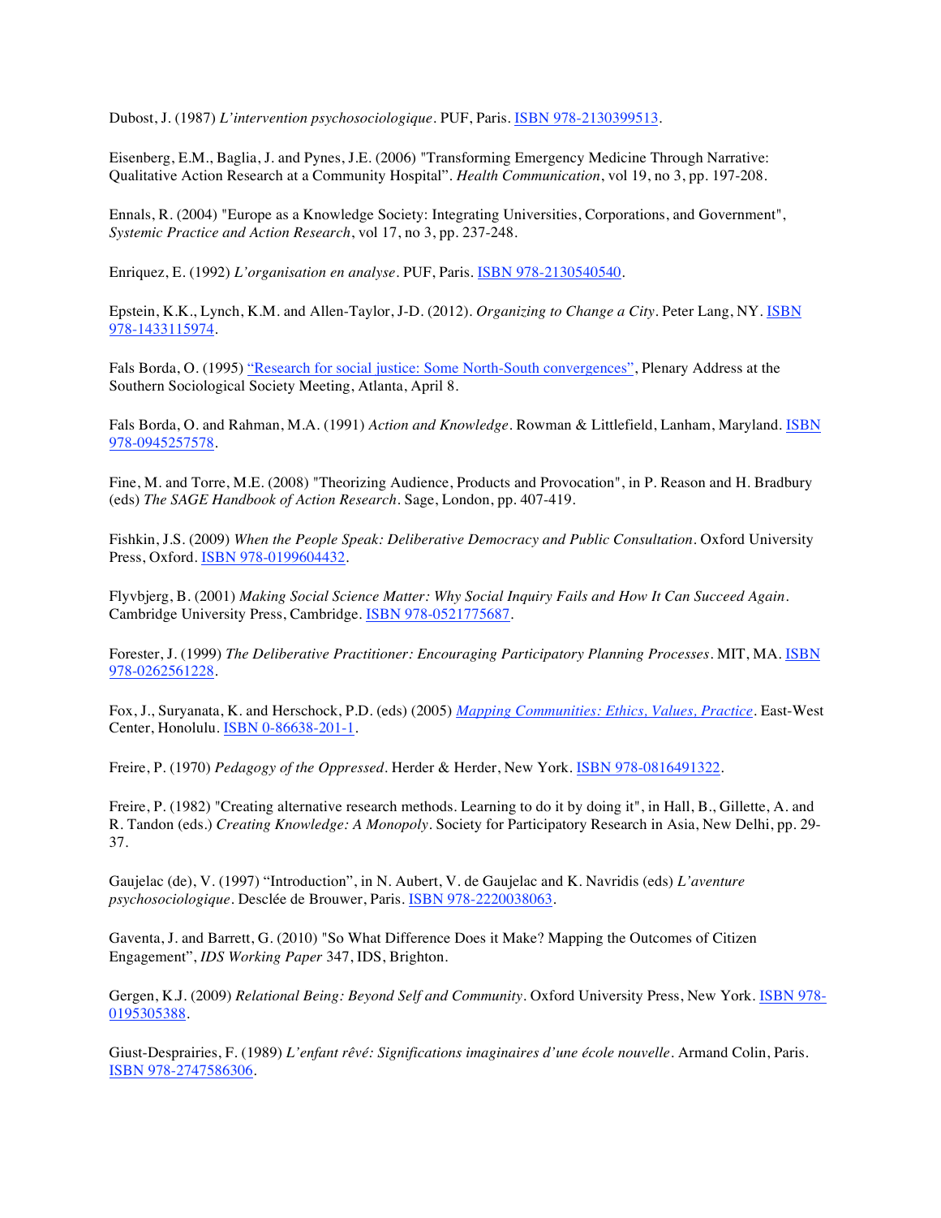Dubost, J. (1987) *L'intervention psychosociologique*. PUF, Paris. ISBN 978-2130399513.

Eisenberg, E.M., Baglia, J. and Pynes, J.E. (2006) "Transforming Emergency Medicine Through Narrative: Qualitative Action Research at a Community Hospital". *Health Communication*, vol 19, no 3, pp. 197-208.

Ennals, R. (2004) "Europe as a Knowledge Society: Integrating Universities, Corporations, and Government", *Systemic Practice and Action Research*, vol 17, no 3, pp. 237-248.

Enriquez, E. (1992) *L'organisation en analyse*. PUF, Paris. ISBN 978-2130540540.

Epstein, K.K., Lynch, K.M. and Allen-Taylor, J-D. (2012). *Organizing to Change a City*. Peter Lang, NY. ISBN 978-1433115974.

Fals Borda, O. (1995) "Research for social justice: Some North-South convergences", Plenary Address at the Southern Sociological Society Meeting, Atlanta, April 8.

Fals Borda, O. and Rahman, M.A. (1991) *Action and Knowledge*. Rowman & Littlefield, Lanham, Maryland. ISBN 978-0945257578.

Fine, M. and Torre, M.E. (2008) "Theorizing Audience, Products and Provocation", in P. Reason and H. Bradbury (eds) *The SAGE Handbook of Action Research*. Sage, London, pp. 407-419.

Fishkin, J.S. (2009) *When the People Speak: Deliberative Democracy and Public Consultation*. Oxford University Press, Oxford. ISBN 978-0199604432.

Flyvbjerg, B. (2001) *Making Social Science Matter: Why Social Inquiry Fails and How It Can Succeed Again*. Cambridge University Press, Cambridge. ISBN 978-0521775687.

Forester, J. (1999) *The Deliberative Practitioner: Encouraging Participatory Planning Processes*. MIT, MA. ISBN 978-0262561228.

Fox, J., Suryanata, K. and Herschock, P.D. (eds) (2005) *Mapping Communities: Ethics, Values, Practice*. East-West Center, Honolulu. ISBN 0-86638-201-1.

Freire, P. (1970) *Pedagogy of the Oppressed*. Herder & Herder, New York. ISBN 978-0816491322.

Freire, P. (1982) "Creating alternative research methods. Learning to do it by doing it", in Hall, B., Gillette, A. and R. Tandon (eds.) *Creating Knowledge: A Monopoly*. Society for Participatory Research in Asia, New Delhi, pp. 29-37.

Gaujelac (de), V. (1997) "Introduction", in N. Aubert, V. de Gaujelac and K. Navridis (eds) *L'aventure psychosociologique*. Desclée de Brouwer, Paris. ISBN 978-2220038063.

Gaventa, J. and Barrett, G. (2010) "So What Difference Does it Make? Mapping the Outcomes of Citizen Engagement", *IDS Working Paper* 347, IDS, Brighton.

Gergen, K.J. (2009) *Relational Being: Beyond Self and Community*. Oxford University Press, New York. ISBN 978-0195305388.

Giust-Desprairies, F. (1989) *L'enfant rêvé: Significations imaginaires d'une école nouvelle*. Armand Colin, Paris. ISBN 978-2747586306.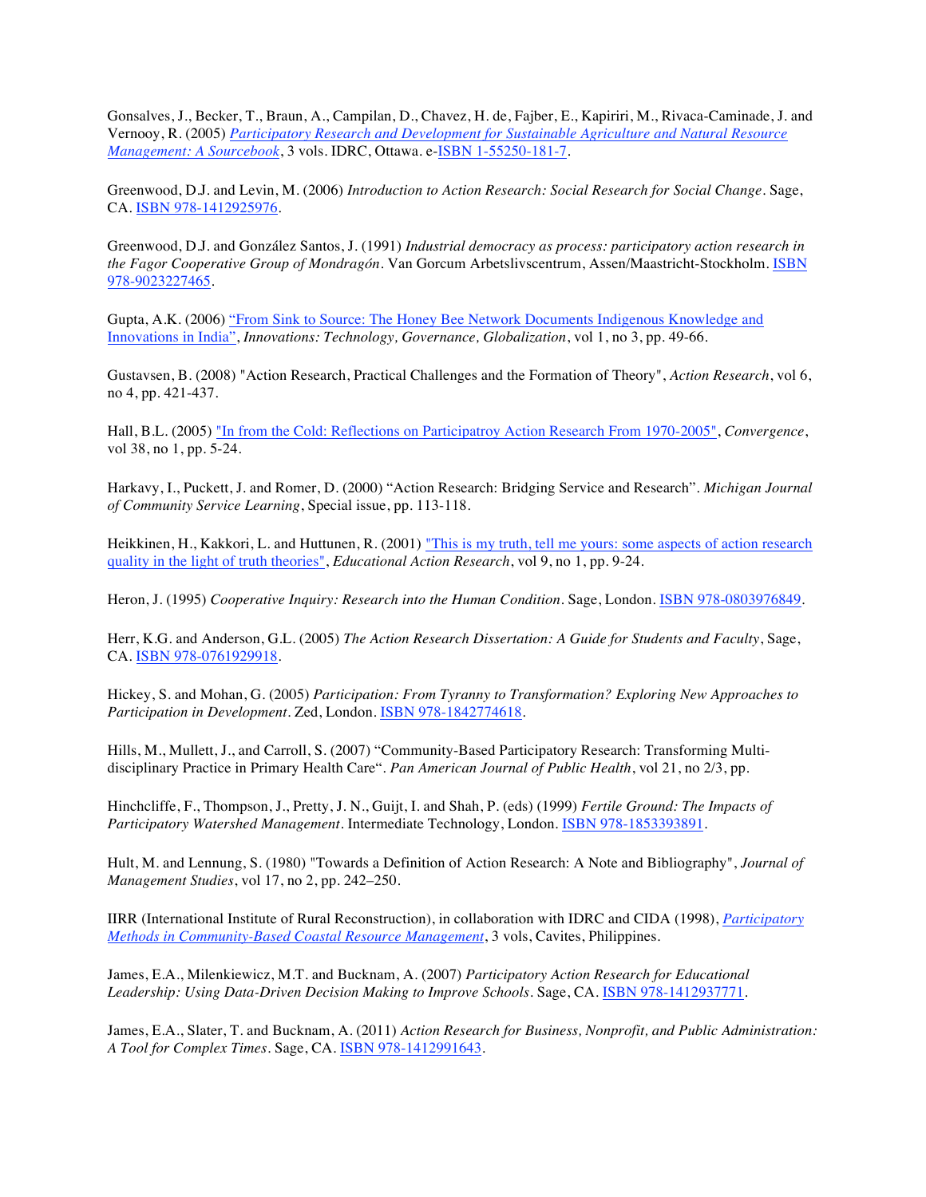Gonsalves, J., Becker, T., Braun, A., Campilan, D., Chavez, H. de, Fajber, E., Kapiriri, M., Rivaca-Caminade, J. and Vernooy, R. (2005) *Participatory Research and Development for Sustainable Agriculture and Natural Resource Management: A Sourcebook*, 3 vols. IDRC, Ottawa. e-ISBN 1-55250-181-7.

Greenwood, D.J. and Levin, M. (2006) *Introduction to Action Research: Social Research for Social Change*. Sage, CA. ISBN 978-1412925976.

Greenwood, D.J. and González Santos, J. (1991) *Industrial democracy as process: participatory action research in the Fagor Cooperative Group of Mondragón*. Van Gorcum Arbetslivscentrum, Assen/Maastricht-Stockholm. ISBN 978-9023227465.

Gupta, A.K. (2006) "From Sink to Source: The Honey Bee Network Documents Indigenous Knowledge and Innovations in India", *Innovations: Technology, Governance, Globalization*, vol 1, no 3, pp. 49-66.

Gustavsen, B. (2008) "Action Research, Practical Challenges and the Formation of Theory", *Action Research*, vol 6, no 4, pp. 421-437.

Hall, B.L. (2005) "In from the Cold: Reflections on Participatroy Action Research From 1970-2005", *Convergence*, vol 38, no 1, pp. 5-24.

Harkavy, I., Puckett, J. and Romer, D. (2000) "Action Research: Bridging Service and Research". *Michigan Journal of Community Service Learning*, Special issue, pp. 113-118.

Heikkinen, H., Kakkori, L. and Huttunen, R. (2001) "This is my truth, tell me yours: some aspects of action research quality in the light of truth theories", *Educational Action Research*, vol 9, no 1, pp. 9-24.

Heron, J. (1995) *Cooperative Inquiry: Research into the Human Condition*. Sage, London. ISBN 978-0803976849.

Herr, K.G. and Anderson, G.L. (2005) *The Action Research Dissertation: A Guide for Students and Faculty*, Sage, CA. ISBN 978-0761929918.

Hickey, S. and Mohan, G. (2005) *Participation: From Tyranny to Transformation? Exploring New Approaches to Participation in Development*. Zed, London. ISBN 978-1842774618.

Hills, M., Mullett, J., and Carroll, S. (2007) "Community-Based Participatory Research: Transforming Multi-disciplinary Practice in Primary Health Care". *Pan American Journal of Public Health*, vol 21, no 2/3, pp.

Hinchcliffe, F., Thompson, J., Pretty, J. N., Guijt, I. and Shah, P. (eds) (1999) *Fertile Ground: The Impacts of Participatory Watershed Management*. Intermediate Technology, London. ISBN 978-1853393891.

Hult, M. and Lennung, S. (1980) "Towards a Definition of Action Research: A Note and Bibliography", *Journal of Management Studies*, vol 17, no 2, pp. 242–250.

IIRR (International Institute of Rural Reconstruction), in collaboration with IDRC and CIDA (1998), *Participatory Methods in Community-Based Coastal Resource Management*, 3 vols, Cavites, Philippines.

James, E.A., Milenkiewicz, M.T. and Bucknam, A. (2007) *Participatory Action Research for Educational Leadership: Using Data-Driven Decision Making to Improve Schools*. Sage, CA. ISBN 978-1412937771.

James, E.A., Slater, T. and Bucknam, A. (2011) *Action Research for Business, Nonprofit, and Public Administration: A Tool for Complex Times*. Sage, CA. ISBN 978-1412991643.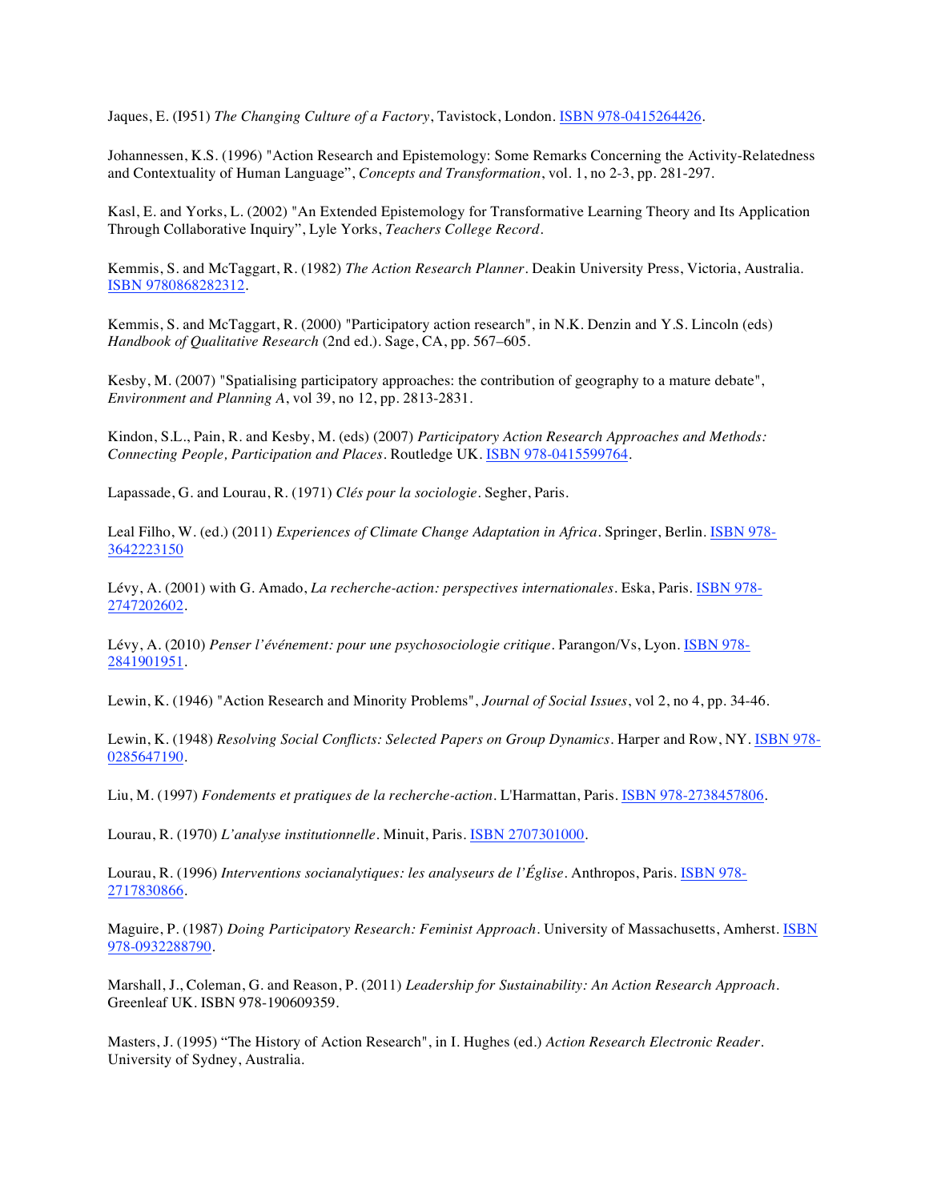Jaques, E. (I951) *The Changing Culture of a Factory*, Tavistock, London. [ISBN 978-0415264426](#).

Johannessen, K.S. (1996) "Action Research and Epistemology: Some Remarks Concerning the Activity-Relatedness and Contextuality of Human Language", *Concepts and Transformation*, vol. 1, no 2-3, pp. 281-297.

Kasl, E. and Yorks, L. (2002) "An Extended Epistemology for Transformative Learning Theory and Its Application Through Collaborative Inquiry", Lyle Yorks, *Teachers College Record*.

Kemmis, S. and McTaggart, R. (1982) *The Action Research Planner*. Deakin University Press, Victoria, Australia. [ISBN 9780868282312](#).

Kemmis, S. and McTaggart, R. (2000) "Participatory action research", in N.K. Denzin and Y.S. Lincoln (eds) *Handbook of Qualitative Research* (2nd ed.). Sage, CA, pp. 567–605.

Kesby, M. (2007) "Spatialising participatory approaches: the contribution of geography to a mature debate", *Environment and Planning A*, vol 39, no 12, pp. 2813-2831.

Kindon, S.L., Pain, R. and Kesby, M. (eds) (2007) *Participatory Action Research Approaches and Methods: Connecting People, Participation and Places*. Routledge UK. [ISBN 978-0415599764](#).

Lapassade, G. and Lourau, R. (1971) *Clés pour la sociologie*. Segher, Paris.

Leal Filho, W. (ed.) (2011) *Experiences of Climate Change Adaptation in Africa*. Springer, Berlin. [ISBN 978-3642223150](#)

Lévy, A. (2001) with G. Amado, *La recherche-action: perspectives internationales*. Eska, Paris. [ISBN 978-2747202602](#).

Lévy, A. (2010) *Penser l'événement: pour une psychosociologie critique*. Parangon/Vs, Lyon. [ISBN 978-2841901951](#).

Lewin, K. (1946) "Action Research and Minority Problems", *Journal of Social Issues*, vol 2, no 4, pp. 34-46.

Lewin, K. (1948) *Resolving Social Conflicts: Selected Papers on Group Dynamics*. Harper and Row, NY. [ISBN 978-0285647190](#).

Liu, M. (1997) *Fondements et pratiques de la recherche-action*. L'Harmattan, Paris. [ISBN 978-2738457806](#).

Lourau, R. (1970) *L'analyse institutionnelle*. Minuit, Paris. [ISBN 2707301000](#).

Lourau, R. (1996) *Interventions socianalytiques: les analyseurs de l'Église*. Anthropos, Paris. [ISBN 978-2717830866](#).

Maguire, P. (1987) *Doing Participatory Research: Feminist Approach*. University of Massachusetts, Amherst. [ISBN 978-0932288790](#).

Marshall, J., Coleman, G. and Reason, P. (2011) *Leadership for Sustainability: An Action Research Approach*. Greenleaf UK. ISBN 978-190609359.

Masters, J. (1995) "The History of Action Research", in I. Hughes (ed.) *Action Research Electronic Reader*. University of Sydney, Australia.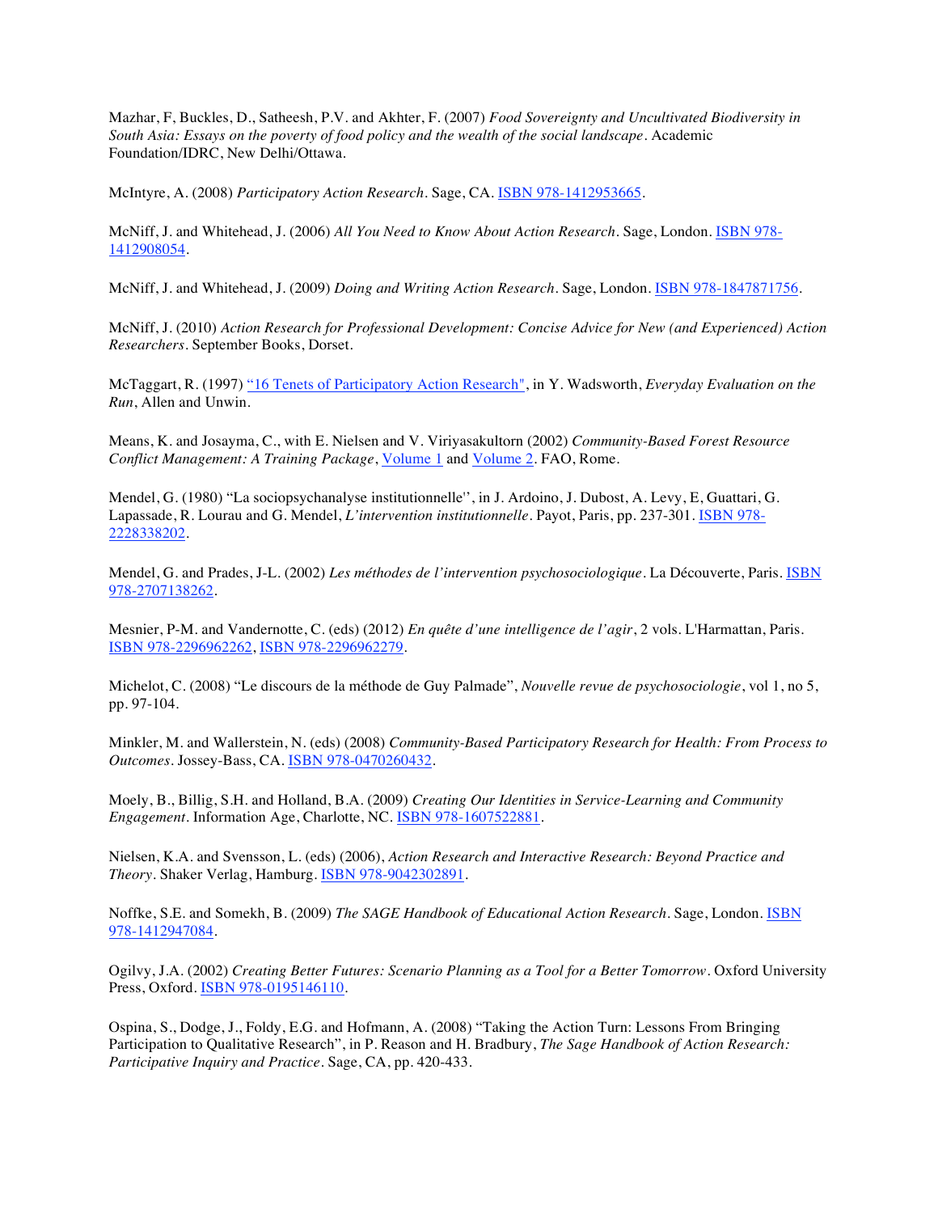Mazhar, F, Buckles, D., Satheesh, P.V. and Akhter, F. (2007) *Food Sovereignty and Uncultivated Biodiversity in South Asia: Essays on the poverty of food policy and the wealth of the social landscape*. Academic Foundation/IDRC, New Delhi/Ottawa.

McIntyre, A. (2008) *Participatory Action Research*. Sage, CA. ISBN 978-1412953665.

McNiff, J. and Whitehead, J. (2006) *All You Need to Know About Action Research*. Sage, London. ISBN 978-1412908054.

McNiff, J. and Whitehead, J. (2009) *Doing and Writing Action Research*. Sage, London. ISBN 978-1847871756.

McNiff, J. (2010) *Action Research for Professional Development: Concise Advice for New (and Experienced) Action Researchers*. September Books, Dorset.

McTaggart, R. (1997) "16 Tenets of Participatory Action Research", in Y. Wadsworth, *Everyday Evaluation on the Run*, Allen and Unwin.

Means, K. and Josayma, C., with E. Nielsen and V. Viriyasakultorn (2002) *Community-Based Forest Resource Conflict Management: A Training Package*, Volume 1 and Volume 2. FAO, Rome.

Mendel, G. (1980) "La sociopsychanalyse institutionnelle'', in J. Ardoino, J. Dubost, A. Levy, E, Guattari, G. Lapassade, R. Lourau and G. Mendel, *L'intervention institutionnelle*. Payot, Paris, pp. 237-301. ISBN 978-2228338202.

Mendel, G. and Prades, J-L. (2002) *Les méthodes de l'intervention psychosociologique*. La Découverte, Paris. ISBN 978-2707138262.

Mesnier, P-M. and Vandernotte, C. (eds) (2012) *En quête d'une intelligence de l'agir*, 2 vols. L'Harmattan, Paris. ISBN 978-2296962262, ISBN 978-2296962279.

Michelot, C. (2008) "Le discours de la méthode de Guy Palmade", *Nouvelle revue de psychosociologie*, vol 1, no 5, pp. 97-104.

Minkler, M. and Wallerstein, N. (eds) (2008) *Community-Based Participatory Research for Health: From Process to Outcomes*. Jossey-Bass, CA. ISBN 978-0470260432.

Moely, B., Billig, S.H. and Holland, B.A. (2009) *Creating Our Identities in Service-Learning and Community Engagement*. Information Age, Charlotte, NC. ISBN 978-1607522881.

Nielsen, K.A. and Svensson, L. (eds) (2006), *Action Research and Interactive Research: Beyond Practice and Theory*. Shaker Verlag, Hamburg. ISBN 978-9042302891.

Noffke, S.E. and Somekh, B. (2009) *The SAGE Handbook of Educational Action Research*. Sage, London. ISBN 978-1412947084.

Ogilvy, J.A. (2002) *Creating Better Futures: Scenario Planning as a Tool for a Better Tomorrow*. Oxford University Press, Oxford. ISBN 978-0195146110.

Ospina, S., Dodge, J., Foldy, E.G. and Hofmann, A. (2008) "Taking the Action Turn: Lessons From Bringing Participation to Qualitative Research", in P. Reason and H. Bradbury, *The Sage Handbook of Action Research: Participative Inquiry and Practice*. Sage, CA, pp. 420-433.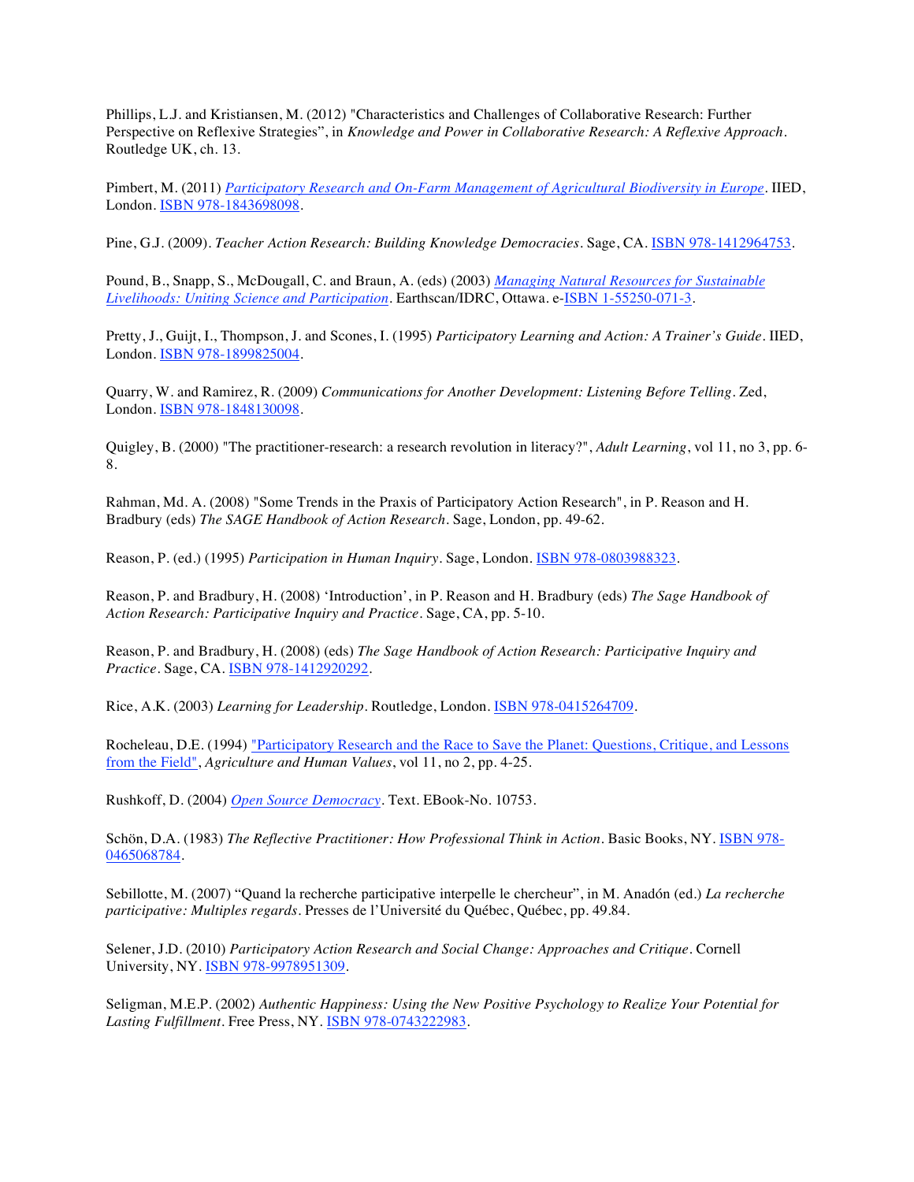Phillips, L.J. and Kristiansen, M. (2012) "Characteristics and Challenges of Collaborative Research: Further Perspective on Reflexive Strategies", in *Knowledge and Power in Collaborative Research: A Reflexive Approach*. Routledge UK, ch. 13.

Pimbert, M. (2011) [*Participatory Research and On-Farm Management of Agricultural Biodiversity in Europe*](). IIED, London. [ISBN 978-1843698098]().

Pine, G.J. (2009). *Teacher Action Research: Building Knowledge Democracies*. Sage, CA. [ISBN 978-1412964753]().

Pound, B., Snapp, S., McDougall, C. and Braun, A. (eds) (2003) [*Managing Natural Resources for Sustainable Livelihoods: Uniting Science and Participation*](). Earthscan/IDRC, Ottawa. e-[ISBN 1-55250-071-3]().

Pretty, J., Guijt, I., Thompson, J. and Scones, I. (1995) *Participatory Learning and Action: A Trainer's Guide*. IIED, London. [ISBN 978-1899825004]().

Quarry, W. and Ramirez, R. (2009) *Communications for Another Development: Listening Before Telling*. Zed, London. [ISBN 978-1848130098]().

Quigley, B. (2000) "The practitioner-research: a research revolution in literacy?", *Adult Learning*, vol 11, no 3, pp. 6-8.

Rahman, Md. A. (2008) "Some Trends in the Praxis of Participatory Action Research", in P. Reason and H. Bradbury (eds) *The SAGE Handbook of Action Research*. Sage, London, pp. 49-62.

Reason, P. (ed.) (1995) *Participation in Human Inquiry*. Sage, London. [ISBN 978-0803988323]().

Reason, P. and Bradbury, H. (2008) 'Introduction', in P. Reason and H. Bradbury (eds) *The Sage Handbook of Action Research: Participative Inquiry and Practice*. Sage, CA, pp. 5-10.

Reason, P. and Bradbury, H. (2008) (eds) *The Sage Handbook of Action Research: Participative Inquiry and Practice*. Sage, CA. [ISBN 978-1412920292]().

Rice, A.K. (2003) *Learning for Leadership*. Routledge, London. [ISBN 978-0415264709]().

Rocheleau, D.E. (1994) ["Participatory Research and the Race to Save the Planet: Questions, Critique, and Lessons from the Field"](), *Agriculture and Human Values*, vol 11, no 2, pp. 4-25.

Rushkoff, D. (2004) [*Open Source Democracy*](). Text. EBook-No. 10753.

Schön, D.A. (1983) *The Reflective Practitioner: How Professional Think in Action*. Basic Books, NY. [ISBN 978-0465068784]().

Sebillotte, M. (2007) "Quand la recherche participative interpelle le chercheur", in M. Anadón (ed.) *La recherche participative: Multiples regards*. Presses de l'Université du Québec, Québec, pp. 49.84.

Selener, J.D. (2010) *Participatory Action Research and Social Change: Approaches and Critique*. Cornell University, NY. [ISBN 978-9978951309]().

Seligman, M.E.P. (2002) *Authentic Happiness: Using the New Positive Psychology to Realize Your Potential for Lasting Fulfillment*. Free Press, NY. [ISBN 978-0743222983]().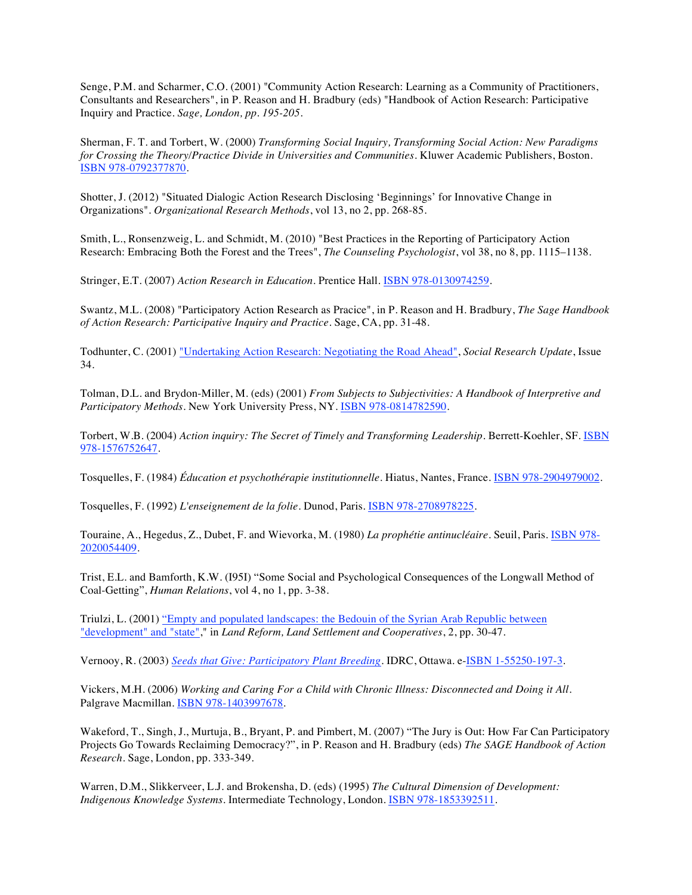Senge, P.M. and Scharmer, C.O. (2001) "Community Action Research: Learning as a Community of Practitioners, Consultants and Researchers", in P. Reason and H. Bradbury (eds) "Handbook of Action Research: Participative Inquiry and Practice. *Sage, London, pp. 195-205.*

Sherman, F. T. and Torbert, W. (2000) *Transforming Social Inquiry, Transforming Social Action: New Paradigms for Crossing the Theory/Practice Divide in Universities and Communities*. Kluwer Academic Publishers, Boston. ISBN 978-0792377870.

Shotter, J. (2012) "Situated Dialogic Action Research Disclosing 'Beginnings' for Innovative Change in Organizations". *Organizational Research Methods*, vol 13, no 2, pp. 268-85.

Smith, L., Ronsenzweig, L. and Schmidt, M. (2010) "Best Practices in the Reporting of Participatory Action Research: Embracing Both the Forest and the Trees", *The Counseling Psychologist*, vol 38, no 8, pp. 1115–1138.

Stringer, E.T. (2007) *Action Research in Education*. Prentice Hall. ISBN 978-0130974259.

Swantz, M.L. (2008) "Participatory Action Research as Pracice", in P. Reason and H. Bradbury, *The Sage Handbook of Action Research: Participative Inquiry and Practice*. Sage, CA, pp. 31-48.

Todhunter, C. (2001) "Undertaking Action Research: Negotiating the Road Ahead", *Social Research Update*, Issue 34.

Tolman, D.L. and Brydon-Miller, M. (eds) (2001) *From Subjects to Subjectivities: A Handbook of Interpretive and Participatory Methods*. New York University Press, NY. ISBN 978-0814782590.

Torbert, W.B. (2004) *Action inquiry: The Secret of Timely and Transforming Leadership*. Berrett-Koehler, SF. ISBN 978-1576752647.

Tosquelles, F. (1984) *Éducation et psychothérapie institutionnelle*. Hiatus, Nantes, France. ISBN 978-2904979002.

Tosquelles, F. (1992) *L'enseignement de la folie*. Dunod, Paris. ISBN 978-2708978225.

Touraine, A., Hegedus, Z., Dubet, F. and Wievorka, M. (1980) *La prophétie antinucléaire*. Seuil, Paris. ISBN 978-2020054409.

Trist, E.L. and Bamforth, K.W. (I95I) "Some Social and Psychological Consequences of the Longwall Method of Coal-Getting", *Human Relations*, vol 4, no 1, pp. 3-38.

Triulzi, L. (2001) "Empty and populated landscapes: the Bedouin of the Syrian Arab Republic between "development" and "state"," in *Land Reform, Land Settlement and Cooperatives*, 2, pp. 30-47.

Vernooy, R. (2003) *Seeds that Give: Participatory Plant Breeding*. IDRC, Ottawa. e-ISBN 1-55250-197-3.

Vickers, M.H. (2006) *Working and Caring For a Child with Chronic Illness: Disconnected and Doing it All*. Palgrave Macmillan. ISBN 978-1403997678.

Wakeford, T., Singh, J., Murtuja, B., Bryant, P. and Pimbert, M. (2007) "The Jury is Out: How Far Can Participatory Projects Go Towards Reclaiming Democracy?", in P. Reason and H. Bradbury (eds) *The SAGE Handbook of Action Research*. Sage, London, pp. 333-349.

Warren, D.M., Slikkerveer, L.J. and Brokensha, D. (eds) (1995) *The Cultural Dimension of Development: Indigenous Knowledge Systems*. Intermediate Technology, London. ISBN 978-1853392511.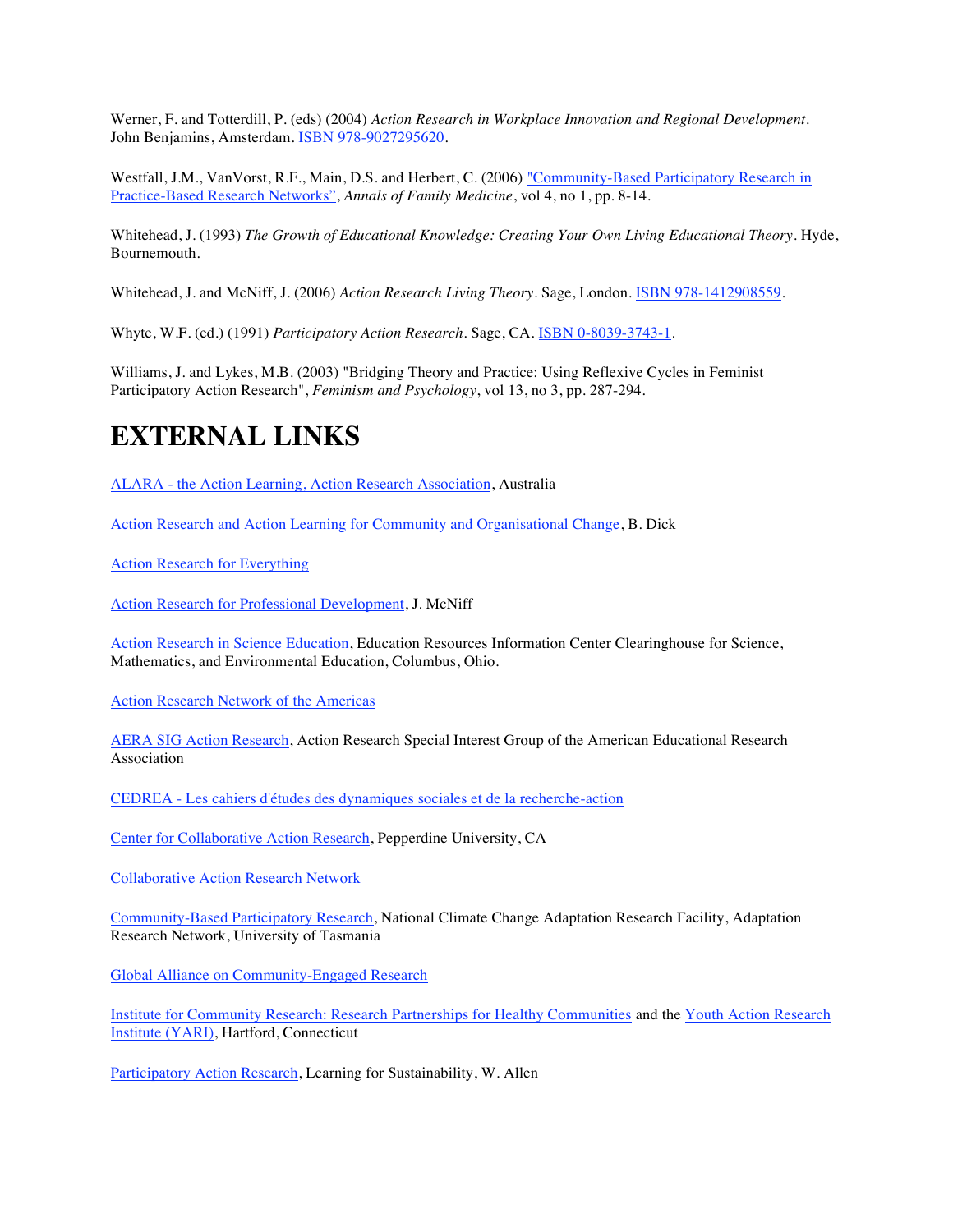Werner, F. and Totterdill, P. (eds) (2004) *Action Research in Workplace Innovation and Regional Development*. John Benjamins, Amsterdam. ISBN 978-9027295620.

Westfall, J.M., VanVorst, R.F., Main, D.S. and Herbert, C. (2006) "Community-Based Participatory Research in Practice-Based Research Networks", *Annals of Family Medicine*, vol 4, no 1, pp. 8-14.

Whitehead, J. (1993) *The Growth of Educational Knowledge: Creating Your Own Living Educational Theory*. Hyde, Bournemouth.

Whitehead, J. and McNiff, J. (2006) *Action Research Living Theory*. Sage, London. ISBN 978-1412908559.

Whyte, W.F. (ed.) (1991) *Participatory Action Research*. Sage, CA. ISBN 0-8039-3743-1.

Williams, J. and Lykes, M.B. (2003) "Bridging Theory and Practice: Using Reflexive Cycles in Feminist Participatory Action Research", *Feminism and Psychology*, vol 13, no 3, pp. 287-294.

# EXTERNAL LINKS

ALARA - the Action Learning, Action Research Association, Australia

Action Research and Action Learning for Community and Organisational Change, B. Dick

Action Research for Everything

Action Research for Professional Development, J. McNiff

Action Research in Science Education, Education Resources Information Center Clearinghouse for Science, Mathematics, and Environmental Education, Columbus, Ohio.

Action Research Network of the Americas

AERA SIG Action Research, Action Research Special Interest Group of the American Educational Research Association

CEDREA - Les cahiers d'études des dynamiques sociales et de la recherche-action

Center for Collaborative Action Research, Pepperdine University, CA

Collaborative Action Research Network

Community-Based Participatory Research, National Climate Change Adaptation Research Facility, Adaptation Research Network, University of Tasmania

Global Alliance on Community-Engaged Research

Institute for Community Research: Research Partnerships for Healthy Communities and the Youth Action Research Institute (YARI), Hartford, Connecticut

Participatory Action Research, Learning for Sustainability, W. Allen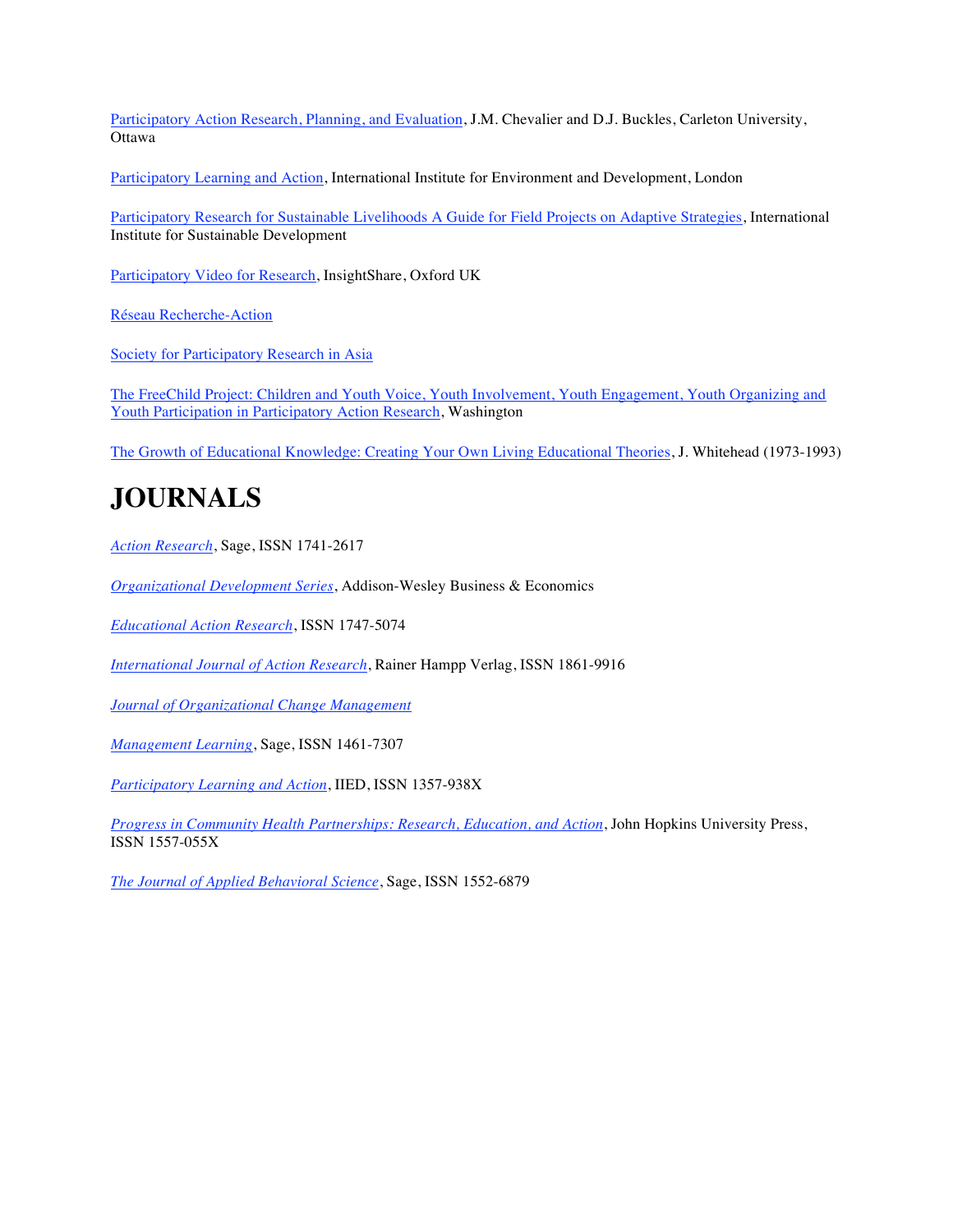Participatory Action Research, Planning, and Evaluation, J.M. Chevalier and D.J. Buckles, Carleton University, Ottawa

Participatory Learning and Action, International Institute for Environment and Development, London

Participatory Research for Sustainable Livelihoods A Guide for Field Projects on Adaptive Strategies, International Institute for Sustainable Development

Participatory Video for Research, InsightShare, Oxford UK

Réseau Recherche-Action

Society for Participatory Research in Asia

The FreeChild Project: Children and Youth Voice, Youth Involvement, Youth Engagement, Youth Organizing and Youth Participation in Participatory Action Research, Washington

The Growth of Educational Knowledge: Creating Your Own Living Educational Theories, J. Whitehead (1973-1993)

# JOURNALS

*Action Research*, Sage, ISSN 1741-2617

*Organizational Development Series*, Addison-Wesley Business & Economics

*Educational Action Research*, ISSN 1747-5074

*International Journal of Action Research*, Rainer Hampp Verlag, ISSN 1861-9916

*Journal of Organizational Change Management*

*Management Learning*, Sage, ISSN 1461-7307

*Participatory Learning and Action*, IIED, ISSN 1357-938X

*Progress in Community Health Partnerships: Research, Education, and Action*, John Hopkins University Press, ISSN 1557-055X

*The Journal of Applied Behavioral Science*, Sage, ISSN 1552-6879